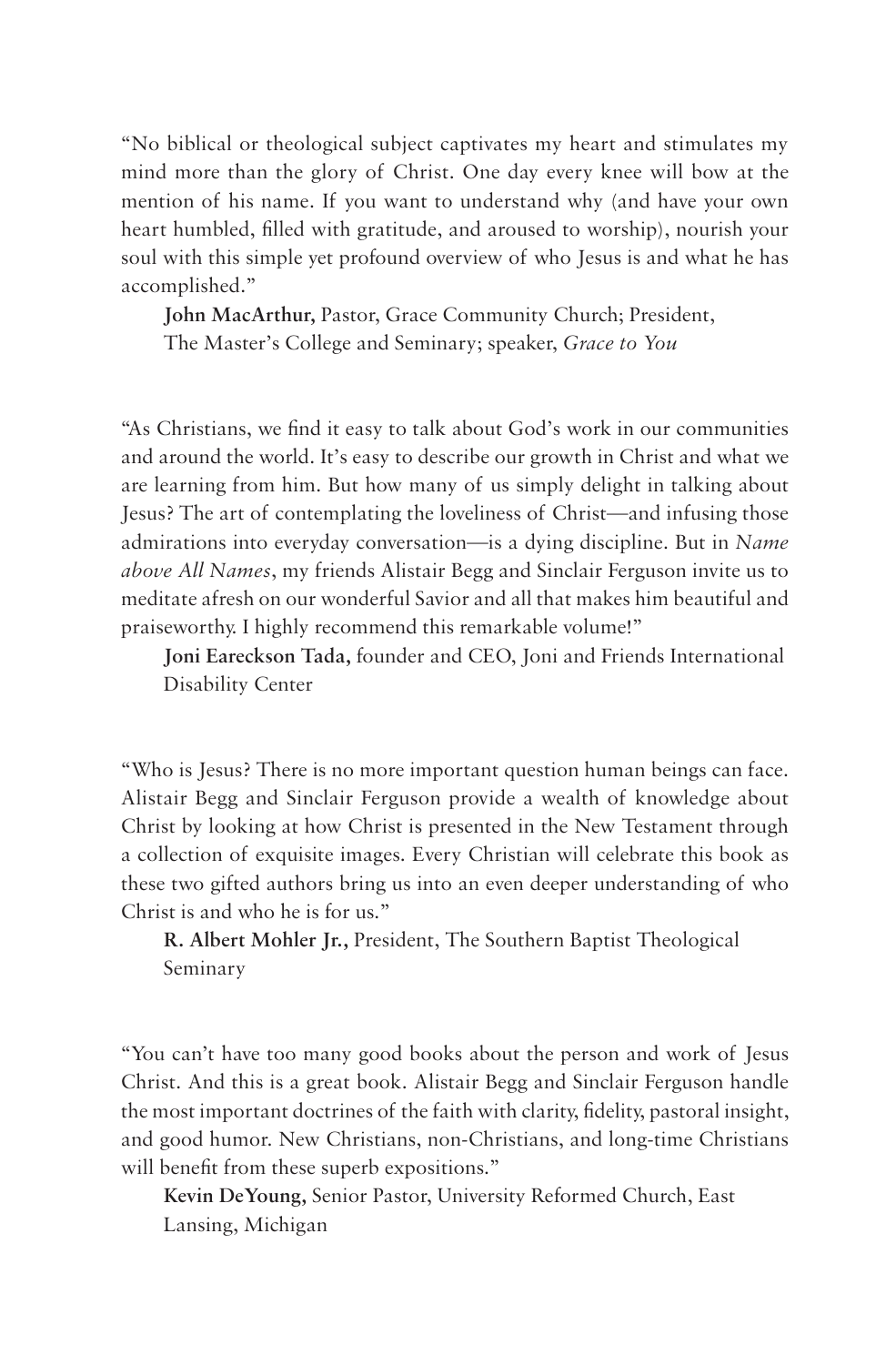"No biblical or theological subject captivates my heart and stimulates my mind more than the glory of Christ. One day every knee will bow at the mention of his name. If you want to understand why (and have your own heart humbled, filled with gratitude, and aroused to worship), nourish your soul with this simple yet profound overview of who Jesus is and what he has accomplished."

**John MacArthur,** Pastor, Grace Community Church; President, The Master's College and Seminary; speaker, *Grace to You*

"As Christians, we find it easy to talk about God's work in our communities and around the world. It's easy to describe our growth in Christ and what we are learning from him. But how many of us simply delight in talking about Jesus? The art of contemplating the loveliness of Christ—and infusing those admirations into everyday conversation—is a dying discipline. But in *Name above All Names*, my friends Alistair Begg and Sinclair Ferguson invite us to meditate afresh on our wonderful Savior and all that makes him beautiful and praiseworthy. I highly recommend this remarkable volume!"

**Joni Eareckson Tada,** founder and CEO, Joni and Friends International Disability Center

"Who is Jesus? There is no more important question human beings can face. Alistair Begg and Sinclair Ferguson provide a wealth of knowledge about Christ by looking at how Christ is presented in the New Testament through a collection of exquisite images. Every Christian will celebrate this book as these two gifted authors bring us into an even deeper understanding of who Christ is and who he is for us."

**R. Albert Mohler Jr.,** President, The Southern Baptist Theological Seminary

"You can't have too many good books about the person and work of Jesus Christ. And this is a great book. Alistair Begg and Sinclair Ferguson handle the most important doctrines of the faith with clarity, fidelity, pastoral insight, and good humor. New Christians, non-Christians, and long-time Christians will benefit from these superb expositions."

**Kevin DeYoung,** Senior Pastor, University Reformed Church, East Lansing, Michigan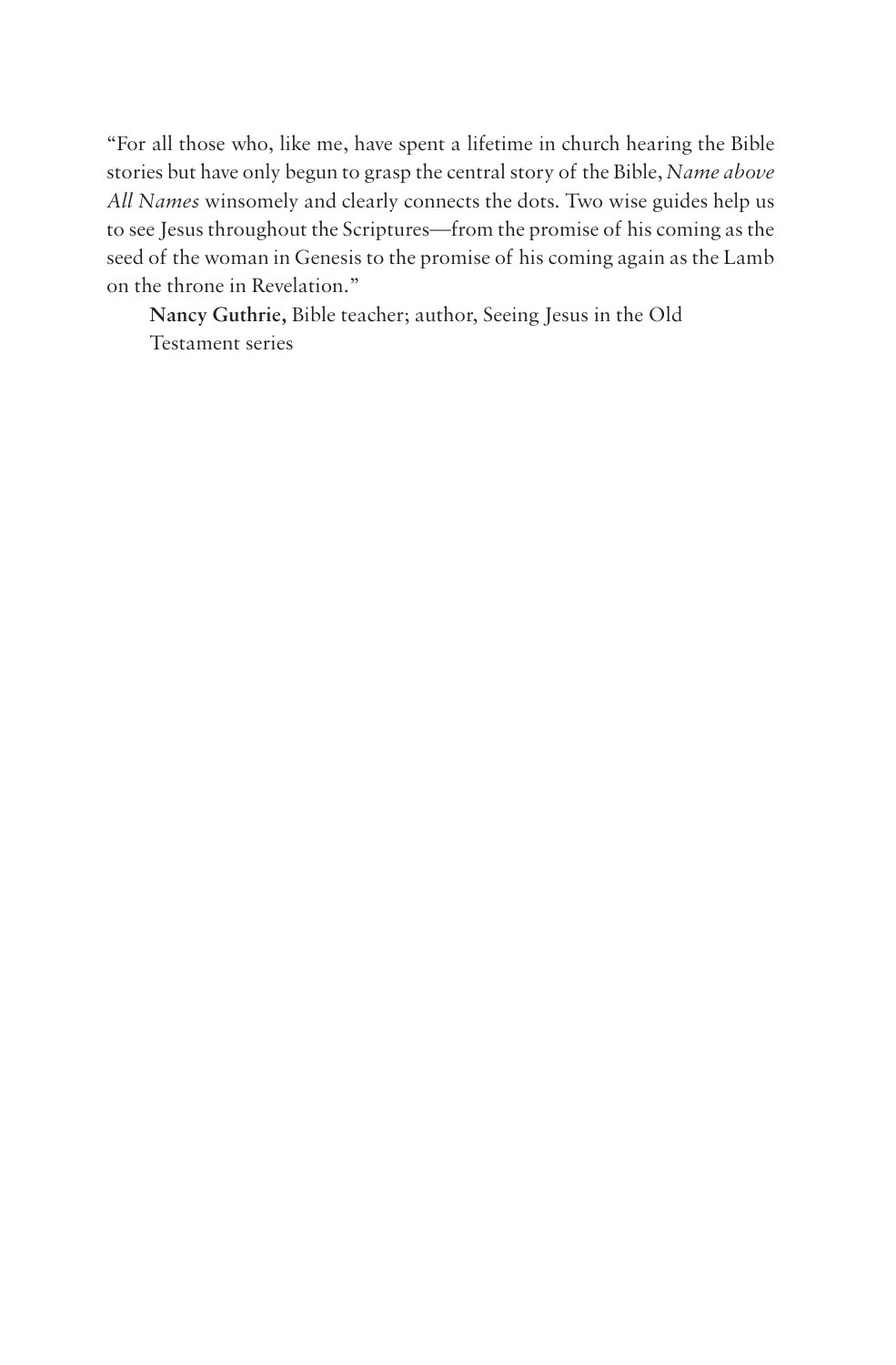"For all those who, like me, have spent a lifetime in church hearing the Bible stories but have only begun to grasp the central story of the Bible, *Name above All Names* winsomely and clearly connects the dots. Two wise guides help us to see Jesus throughout the Scriptures—from the promise of his coming as the seed of the woman in Genesis to the promise of his coming again as the Lamb on the throne in Revelation."

**Nancy Guthrie,** Bible teacher; author, Seeing Jesus in the Old Testament series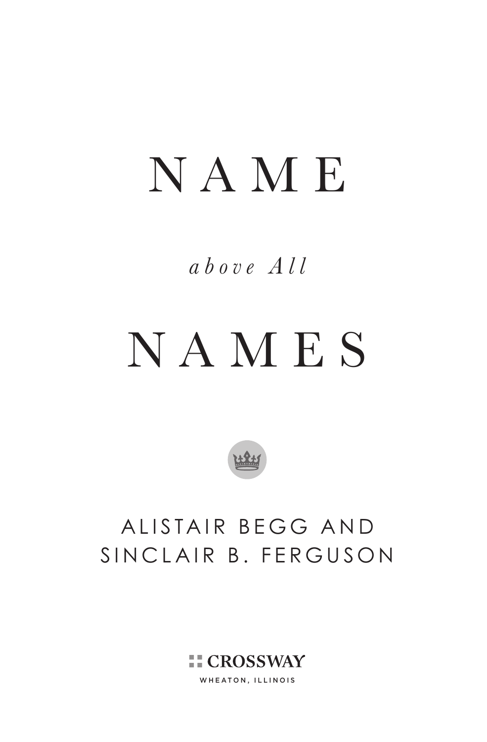# NAME

*above All*

# NAMES

ALISTAIR BEGG AND
SINCLAIR B. FERGUSON

CROSSWAY

WHEATON, ILLINOIS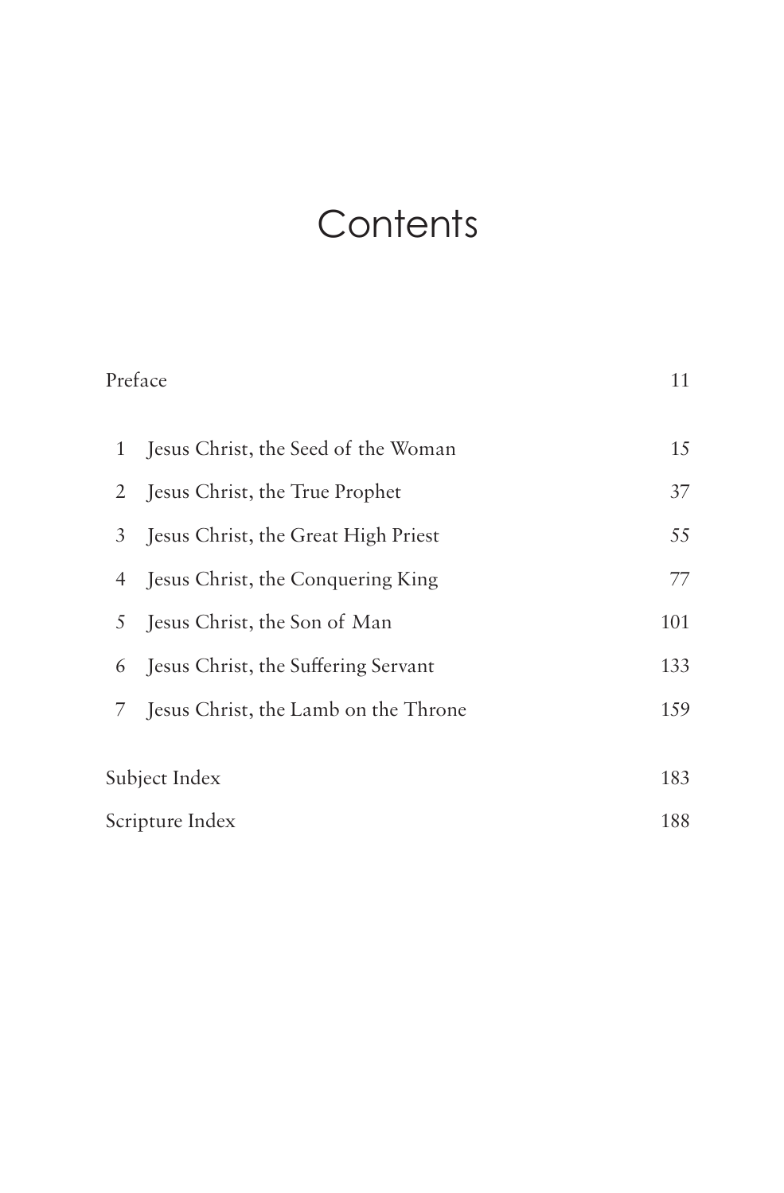# Contents

| | | |
|---|---|---|
| Preface | | 11 |
| 1 | Jesus Christ, the Seed of the Woman | 15 |
| 2 | Jesus Christ, the True Prophet | 37 |
| 3 | Jesus Christ, the Great High Priest | 55 |
| 4 | Jesus Christ, the Conquering King | 77 |
| 5 | Jesus Christ, the Son of Man | 101 |
| 6 | Jesus Christ, the Suffering Servant | 133 |
| 7 | Jesus Christ, the Lamb on the Throne | 159 |
| Subject Index | | 183 |
| Scripture Index | | 188 |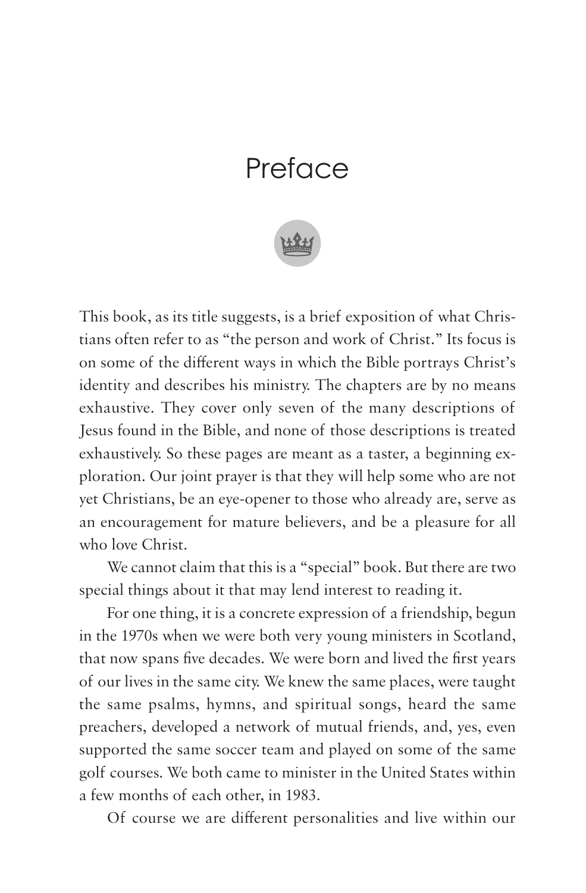# Preface

This book, as its title suggests, is a brief exposition of what Christians often refer to as "the person and work of Christ." Its focus is on some of the different ways in which the Bible portrays Christ's identity and describes his ministry. The chapters are by no means exhaustive. They cover only seven of the many descriptions of Jesus found in the Bible, and none of those descriptions is treated exhaustively. So these pages are meant as a taster, a beginning exploration. Our joint prayer is that they will help some who are not yet Christians, be an eye-opener to those who already are, serve as an encouragement for mature believers, and be a pleasure for all who love Christ.

We cannot claim that this is a "special" book. But there are two special things about it that may lend interest to reading it.

For one thing, it is a concrete expression of a friendship, begun in the 1970s when we were both very young ministers in Scotland, that now spans five decades. We were born and lived the first years of our lives in the same city. We knew the same places, were taught the same psalms, hymns, and spiritual songs, heard the same preachers, developed a network of mutual friends, and, yes, even supported the same soccer team and played on some of the same golf courses. We both came to minister in the United States within a few months of each other, in 1983.

Of course we are different personalities and live within our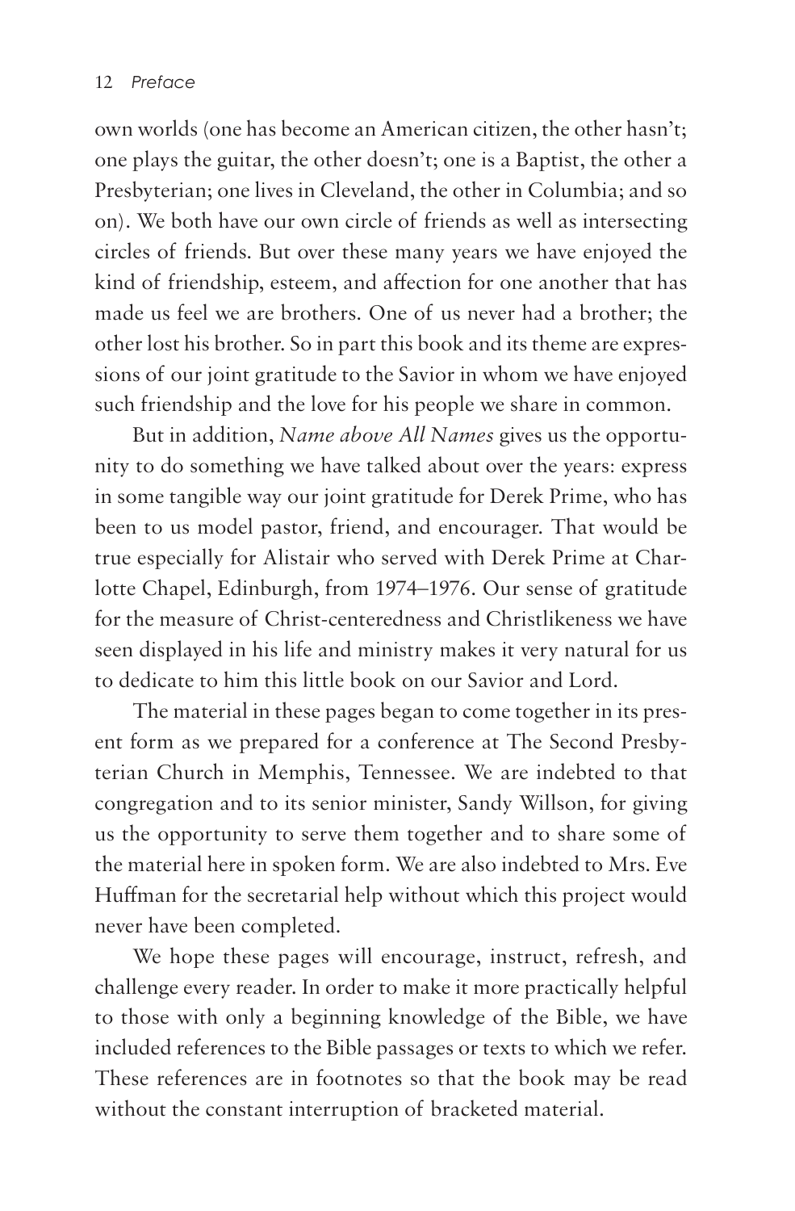own worlds (one has become an American citizen, the other hasn't; one plays the guitar, the other doesn't; one is a Baptist, the other a Presbyterian; one lives in Cleveland, the other in Columbia; and so on). We both have our own circle of friends as well as intersecting circles of friends. But over these many years we have enjoyed the kind of friendship, esteem, and affection for one another that has made us feel we are brothers. One of us never had a brother; the other lost his brother. So in part this book and its theme are expressions of our joint gratitude to the Savior in whom we have enjoyed such friendship and the love for his people we share in common.

But in addition, *Name above All Names* gives us the opportunity to do something we have talked about over the years: express in some tangible way our joint gratitude for Derek Prime, who has been to us model pastor, friend, and encourager. That would be true especially for Alistair who served with Derek Prime at Charlotte Chapel, Edinburgh, from 1974–1976. Our sense of gratitude for the measure of Christ-centeredness and Christlikeness we have seen displayed in his life and ministry makes it very natural for us to dedicate to him this little book on our Savior and Lord.

The material in these pages began to come together in its present form as we prepared for a conference at The Second Presbyterian Church in Memphis, Tennessee. We are indebted to that congregation and to its senior minister, Sandy Willson, for giving us the opportunity to serve them together and to share some of the material here in spoken form. We are also indebted to Mrs. Eve Huffman for the secretarial help without which this project would never have been completed.

We hope these pages will encourage, instruct, refresh, and challenge every reader. In order to make it more practically helpful to those with only a beginning knowledge of the Bible, we have included references to the Bible passages or texts to which we refer. These references are in footnotes so that the book may be read without the constant interruption of bracketed material.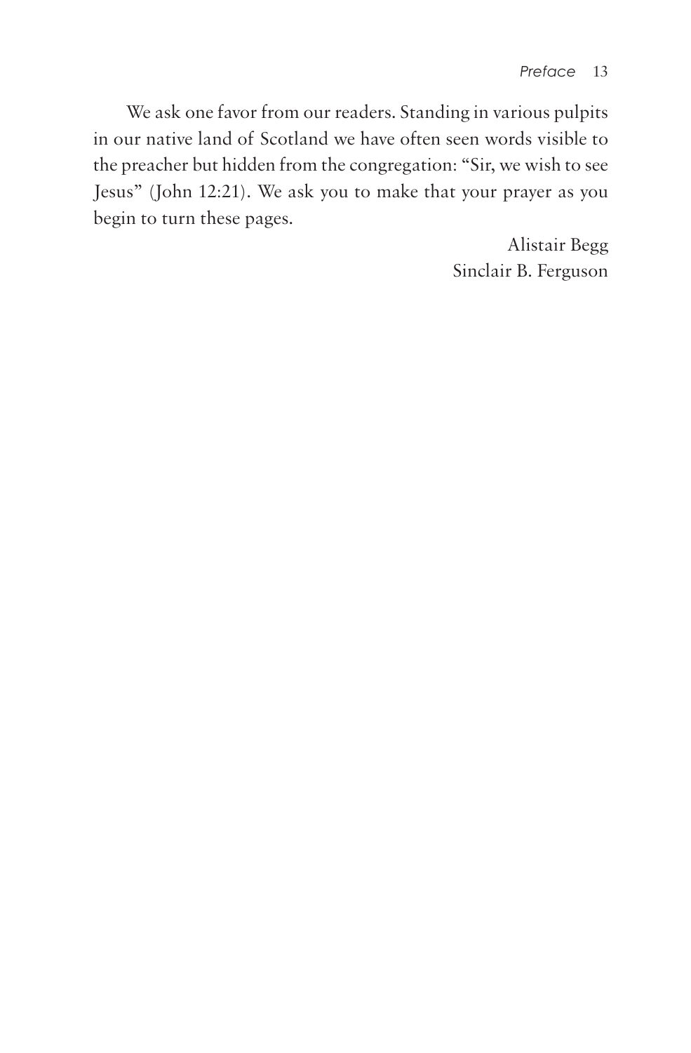We ask one favor from our readers. Standing in various pulpits in our native land of Scotland we have often seen words visible to the preacher but hidden from the congregation: "Sir, we wish to see Jesus" (John 12:21). We ask you to make that your prayer as you begin to turn these pages.

Alistair Begg
Sinclair B. Ferguson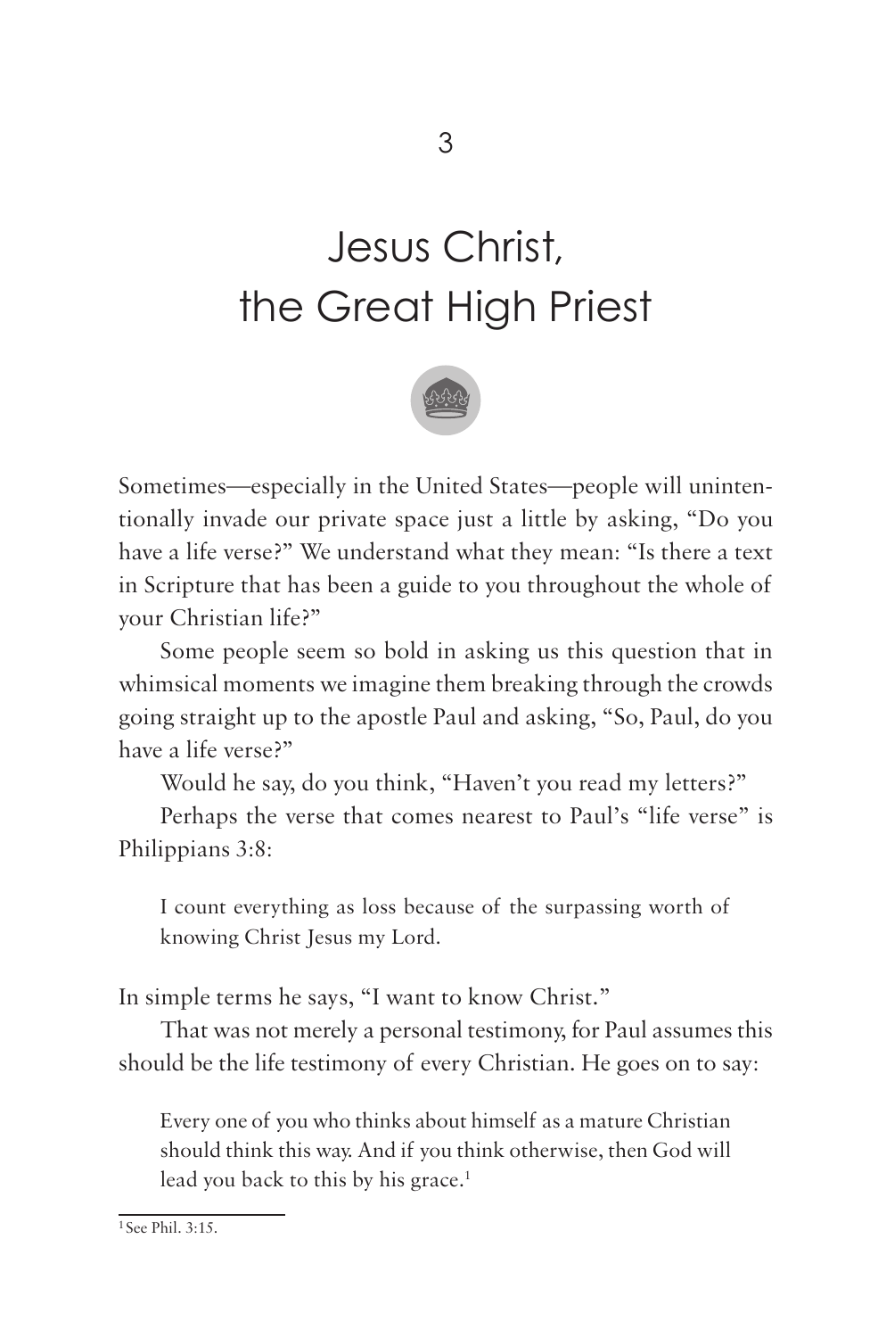# 3

# Jesus Christ, the Great High Priest

Sometimes—especially in the United States—people will unintentionally invade our private space just a little by asking, "Do you have a life verse?" We understand what they mean: "Is there a text in Scripture that has been a guide to you throughout the whole of your Christian life?"

Some people seem so bold in asking us this question that in whimsical moments we imagine them breaking through the crowds going straight up to the apostle Paul and asking, "So, Paul, do you have a life verse?"

Would he say, do you think, "Haven't you read my letters?"

Perhaps the verse that comes nearest to Paul's "life verse" is Philippians 3:8:

> I count everything as loss because of the surpassing worth of knowing Christ Jesus my Lord.

In simple terms he says, "I want to know Christ."

That was not merely a personal testimony, for Paul assumes this should be the life testimony of every Christian. He goes on to say:

> Every one of you who thinks about himself as a mature Christian should think this way. And if you think otherwise, then God will lead you back to this by his grace.[1]

[1] See Phil. 3:15.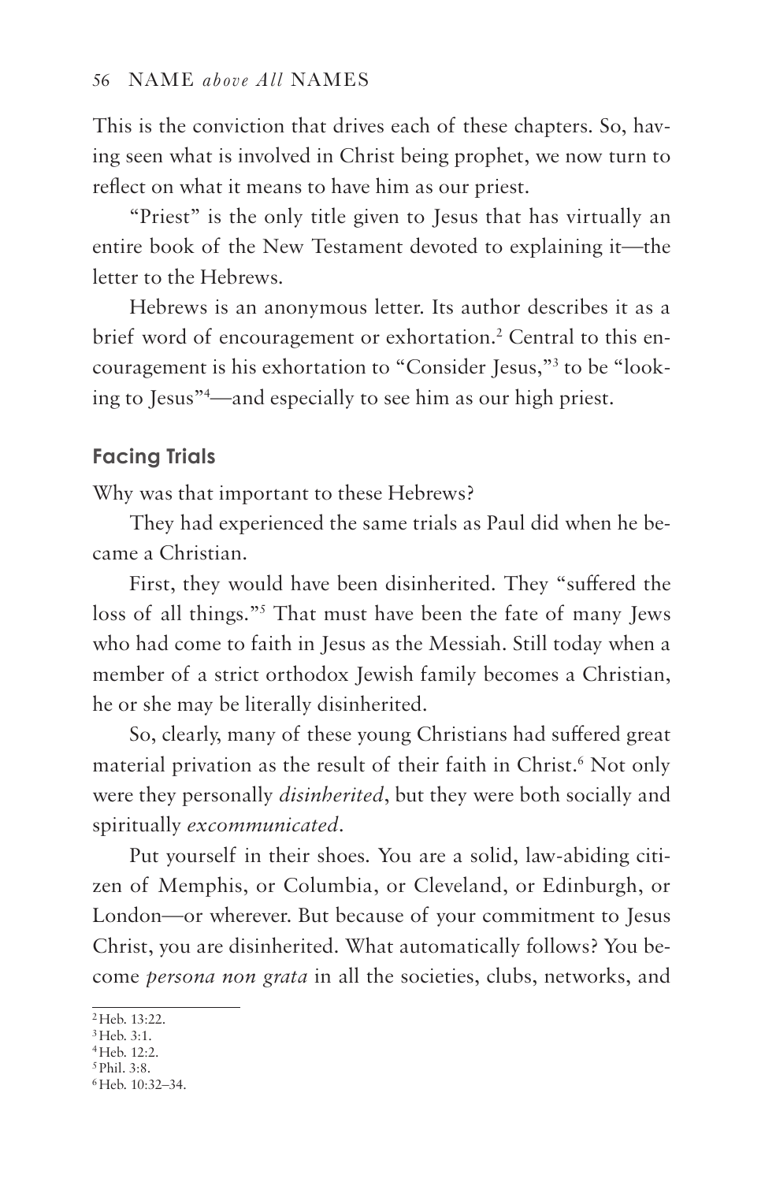This is the conviction that drives each of these chapters. So, having seen what is involved in Christ being prophet, we now turn to reflect on what it means to have him as our priest.

"Priest" is the only title given to Jesus that has virtually an entire book of the New Testament devoted to explaining it—the letter to the Hebrews.

Hebrews is an anonymous letter. Its author describes it as a brief word of encouragement or exhortation.[2] Central to this encouragement is his exhortation to "Consider Jesus,"[3] to be "looking to Jesus"[4]—and especially to see him as our high priest.

## Facing Trials

Why was that important to these Hebrews?

They had experienced the same trials as Paul did when he became a Christian.

First, they would have been disinherited. They "suffered the loss of all things."[5] That must have been the fate of many Jews who had come to faith in Jesus as the Messiah. Still today when a member of a strict orthodox Jewish family becomes a Christian, he or she may be literally disinherited.

So, clearly, many of these young Christians had suffered great material privation as the result of their faith in Christ.[6] Not only were they personally *disinherited*, but they were both socially and spiritually *excommunicated*.

Put yourself in their shoes. You are a solid, law-abiding citizen of Memphis, or Columbia, or Cleveland, or Edinburgh, or London—or wherever. But because of your commitment to Jesus Christ, you are disinherited. What automatically follows? You become *persona non grata* in all the societies, clubs, networks, and

---

[2] Heb. 13:22.
[3] Heb. 3:1.
[4] Heb. 12:2.
[5] Phil. 3:8.
[6] Heb. 10:32–34.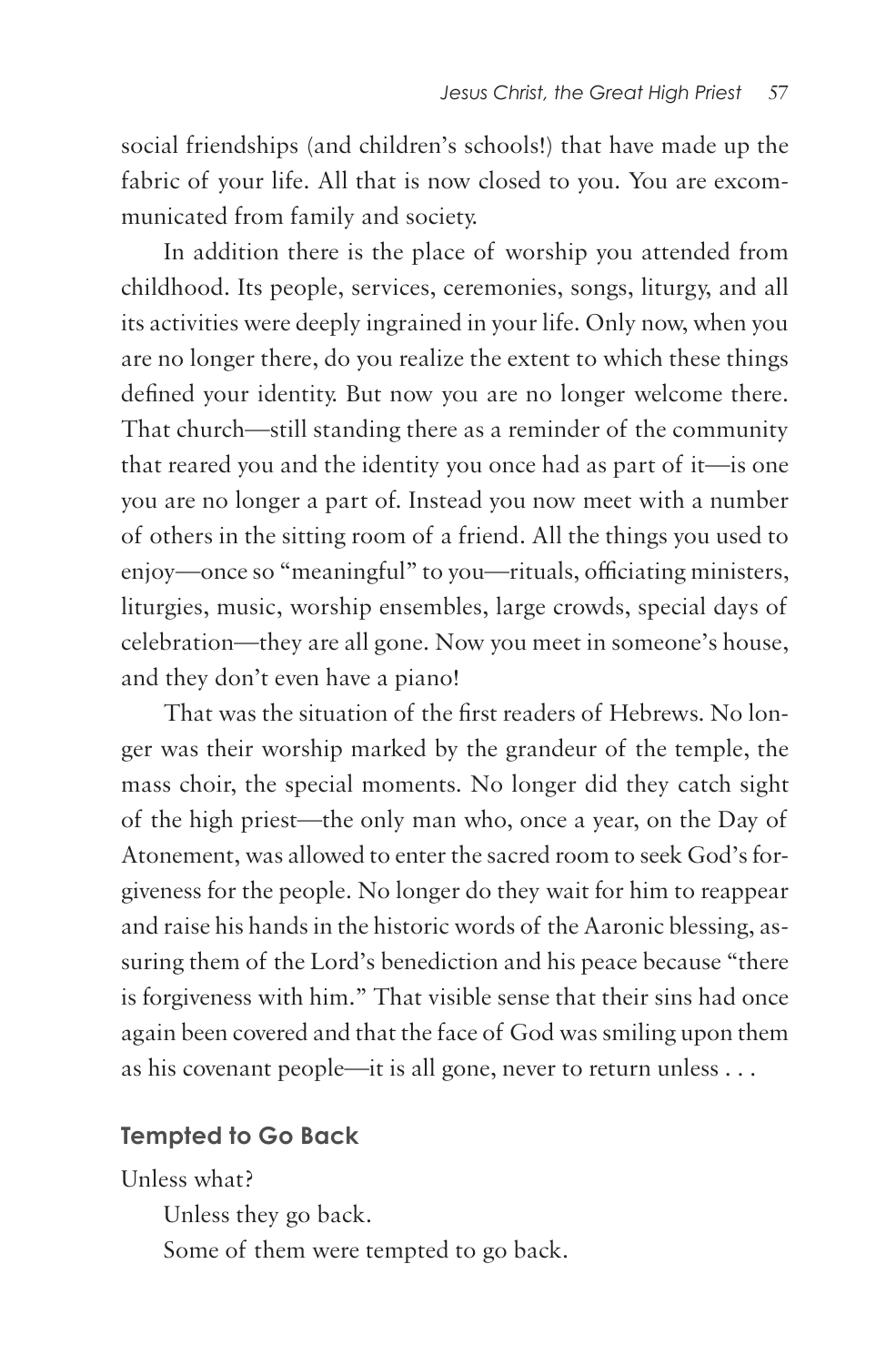social friendships (and children's schools!) that have made up the fabric of your life. All that is now closed to you. You are excommunicated from family and society.

In addition there is the place of worship you attended from childhood. Its people, services, ceremonies, songs, liturgy, and all its activities were deeply ingrained in your life. Only now, when you are no longer there, do you realize the extent to which these things defined your identity. But now you are no longer welcome there. That church—still standing there as a reminder of the community that reared you and the identity you once had as part of it—is one you are no longer a part of. Instead you now meet with a number of others in the sitting room of a friend. All the things you used to enjoy—once so "meaningful" to you—rituals, officiating ministers, liturgies, music, worship ensembles, large crowds, special days of celebration—they are all gone. Now you meet in someone's house, and they don't even have a piano!

That was the situation of the first readers of Hebrews. No longer was their worship marked by the grandeur of the temple, the mass choir, the special moments. No longer did they catch sight of the high priest—the only man who, once a year, on the Day of Atonement, was allowed to enter the sacred room to seek God's forgiveness for the people. No longer do they wait for him to reappear and raise his hands in the historic words of the Aaronic blessing, assuring them of the Lord's benediction and his peace because "there is forgiveness with him." That visible sense that their sins had once again been covered and that the face of God was smiling upon them as his covenant people—it is all gone, never to return unless . . .

## Tempted to Go Back

Unless what?

Unless they go back.

Some of them were tempted to go back.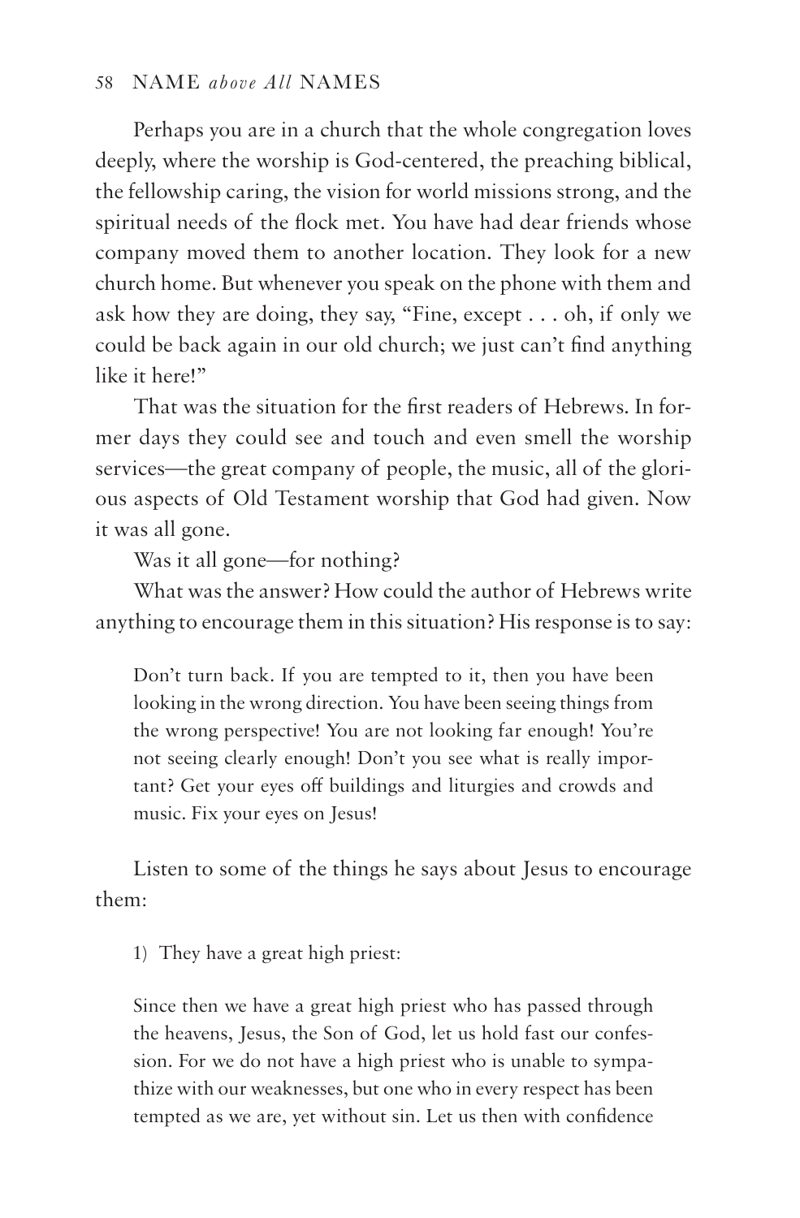Perhaps you are in a church that the whole congregation loves deeply, where the worship is God-centered, the preaching biblical, the fellowship caring, the vision for world missions strong, and the spiritual needs of the flock met. You have had dear friends whose company moved them to another location. They look for a new church home. But whenever you speak on the phone with them and ask how they are doing, they say, "Fine, except . . . oh, if only we could be back again in our old church; we just can't find anything like it here!"

That was the situation for the first readers of Hebrews. In former days they could see and touch and even smell the worship services—the great company of people, the music, all of the glorious aspects of Old Testament worship that God had given. Now it was all gone.

Was it all gone—for nothing?

What was the answer? How could the author of Hebrews write anything to encourage them in this situation? His response is to say:

> Don't turn back. If you are tempted to it, then you have been looking in the wrong direction. You have been seeing things from the wrong perspective! You are not looking far enough! You're not seeing clearly enough! Don't you see what is really important? Get your eyes off buildings and liturgies and crowds and music. Fix your eyes on Jesus!

Listen to some of the things he says about Jesus to encourage them:

1) They have a great high priest:

> Since then we have a great high priest who has passed through the heavens, Jesus, the Son of God, let us hold fast our confession. For we do not have a high priest who is unable to sympathize with our weaknesses, but one who in every respect has been tempted as we are, yet without sin. Let us then with confidence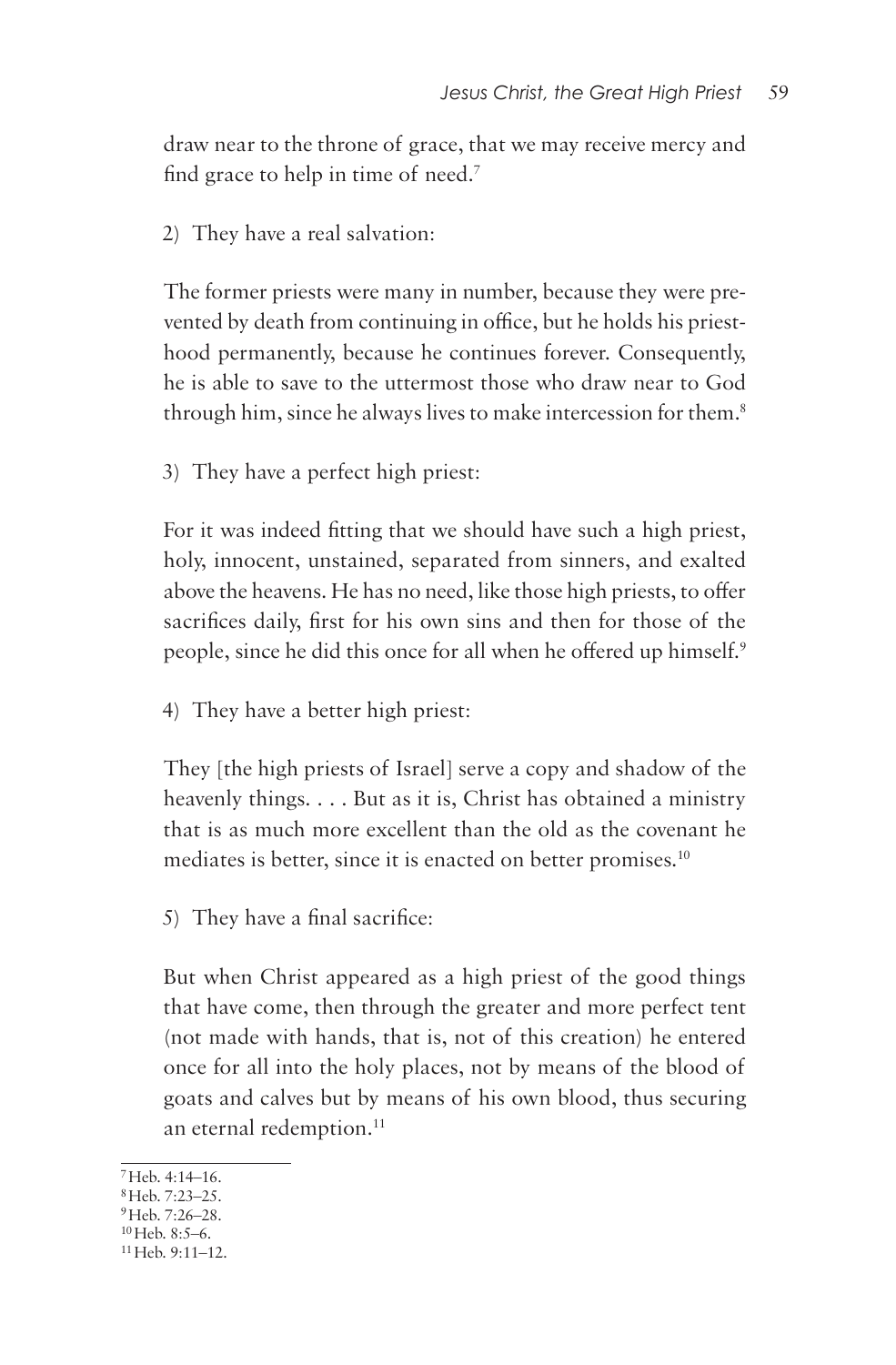draw near to the throne of grace, that we may receive mercy and find grace to help in time of need.[7]

2) They have a real salvation:

> The former priests were many in number, because they were prevented by death from continuing in office, but he holds his priesthood permanently, because he continues forever. Consequently, he is able to save to the uttermost those who draw near to God through him, since he always lives to make intercession for them.[8]

3) They have a perfect high priest:

> For it was indeed fitting that we should have such a high priest, holy, innocent, unstained, separated from sinners, and exalted above the heavens. He has no need, like those high priests, to offer sacrifices daily, first for his own sins and then for those of the people, since he did this once for all when he offered up himself.[9]

4) They have a better high priest:

> They [the high priests of Israel] serve a copy and shadow of the heavenly things. . . . But as it is, Christ has obtained a ministry that is as much more excellent than the old as the covenant he mediates is better, since it is enacted on better promises.[10]

5) They have a final sacrifice:

> But when Christ appeared as a high priest of the good things that have come, then through the greater and more perfect tent (not made with hands, that is, not of this creation) he entered once for all into the holy places, not by means of the blood of goats and calves but by means of his own blood, thus securing an eternal redemption.[11]

---

[7] Heb. 4:14–16.
[8] Heb. 7:23–25.
[9] Heb. 7:26–28.
[10] Heb. 8:5–6.
[11] Heb. 9:11–12.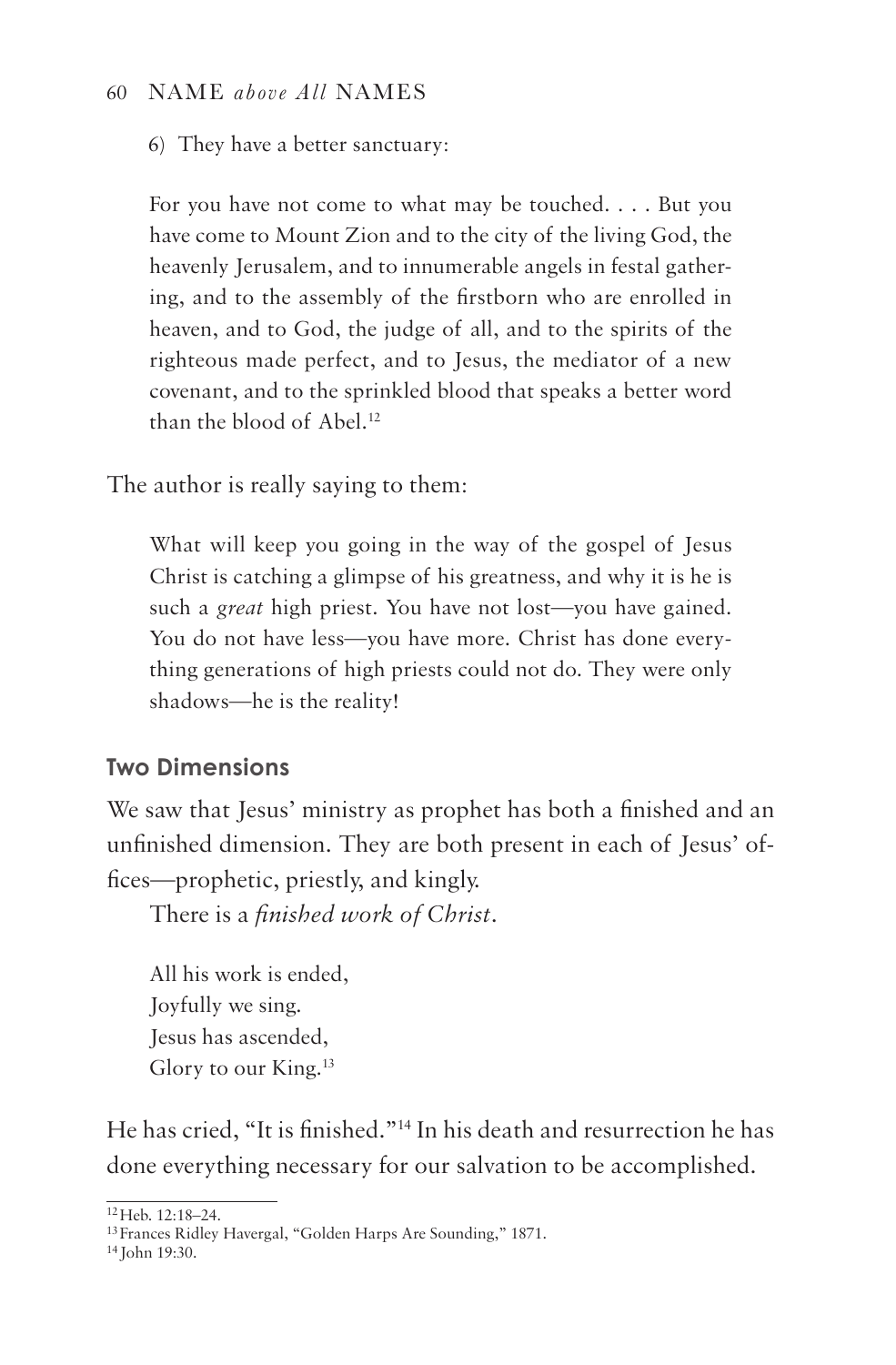6) They have a better sanctuary:

> For you have not come to what may be touched. . . . But you have come to Mount Zion and to the city of the living God, the heavenly Jerusalem, and to innumerable angels in festal gathering, and to the assembly of the firstborn who are enrolled in heaven, and to God, the judge of all, and to the spirits of the righteous made perfect, and to Jesus, the mediator of a new covenant, and to the sprinkled blood that speaks a better word than the blood of Abel.[12]

The author is really saying to them:

> What will keep you going in the way of the gospel of Jesus Christ is catching a glimpse of his greatness, and why it is he is such a *great* high priest. You have not lost—you have gained. You do not have less—you have more. Christ has done everything generations of high priests could not do. They were only shadows—he is the reality!

## Two Dimensions

We saw that Jesus' ministry as prophet has both a finished and an unfinished dimension. They are both present in each of Jesus' offices—prophetic, priestly, and kingly.

There is a *finished work of Christ*.

> All his work is ended,
> Joyfully we sing.
> Jesus has ascended,
> Glory to our King.[13]

He has cried, "It is finished."[14] In his death and resurrection he has done everything necessary for our salvation to be accomplished.

---

[12] Heb. 12:18–24.

[13] Frances Ridley Havergal, "Golden Harps Are Sounding," 1871.

[14] John 19:30.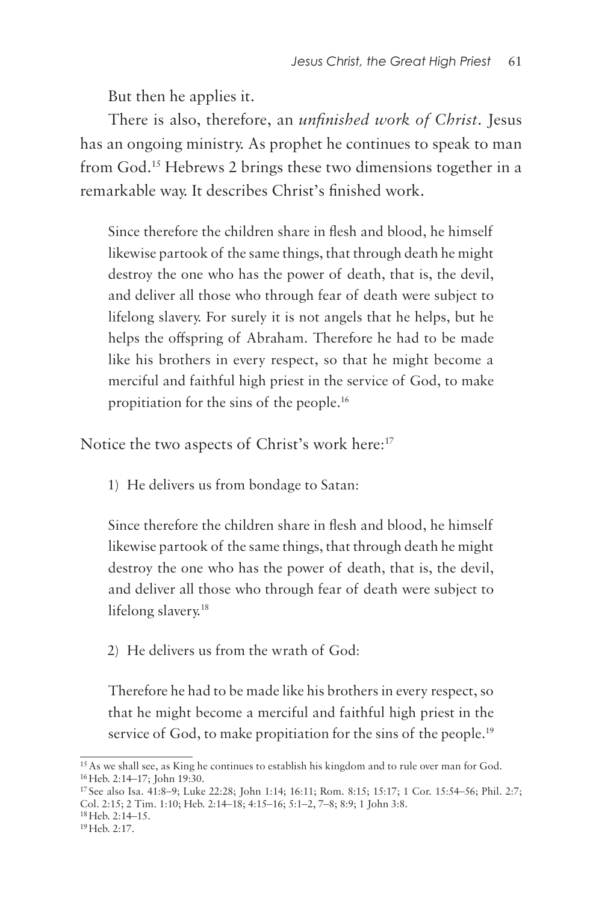But then he applies it.

There is also, therefore, an *unfinished work of Christ*. Jesus has an ongoing ministry. As prophet he continues to speak to man from God.[15] Hebrews 2 brings these two dimensions together in a remarkable way. It describes Christ's finished work.

> Since therefore the children share in flesh and blood, he himself likewise partook of the same things, that through death he might destroy the one who has the power of death, that is, the devil, and deliver all those who through fear of death were subject to lifelong slavery. For surely it is not angels that he helps, but he helps the offspring of Abraham. Therefore he had to be made like his brothers in every respect, so that he might become a merciful and faithful high priest in the service of God, to make propitiation for the sins of the people.[16]

Notice the two aspects of Christ's work here:[17]

1) He delivers us from bondage to Satan:

> Since therefore the children share in flesh and blood, he himself likewise partook of the same things, that through death he might destroy the one who has the power of death, that is, the devil, and deliver all those who through fear of death were subject to lifelong slavery.[18]

2) He delivers us from the wrath of God:

> Therefore he had to be made like his brothers in every respect, so that he might become a merciful and faithful high priest in the service of God, to make propitiation for the sins of the people.[19]

---

[15] As we shall see, as King he continues to establish his kingdom and to rule over man for God.

[16] Heb. 2:14–17; John 19:30.

[17] See also Isa. 41:8–9; Luke 22:28; John 1:14; 16:11; Rom. 8:15; 15:17; 1 Cor. 15:54–56; Phil. 2:7; Col. 2:15; 2 Tim. 1:10; Heb. 2:14–18; 4:15–16; 5:1–2, 7–8; 8:9; 1 John 3:8.

[18] Heb. 2:14–15.

[19] Heb. 2:17.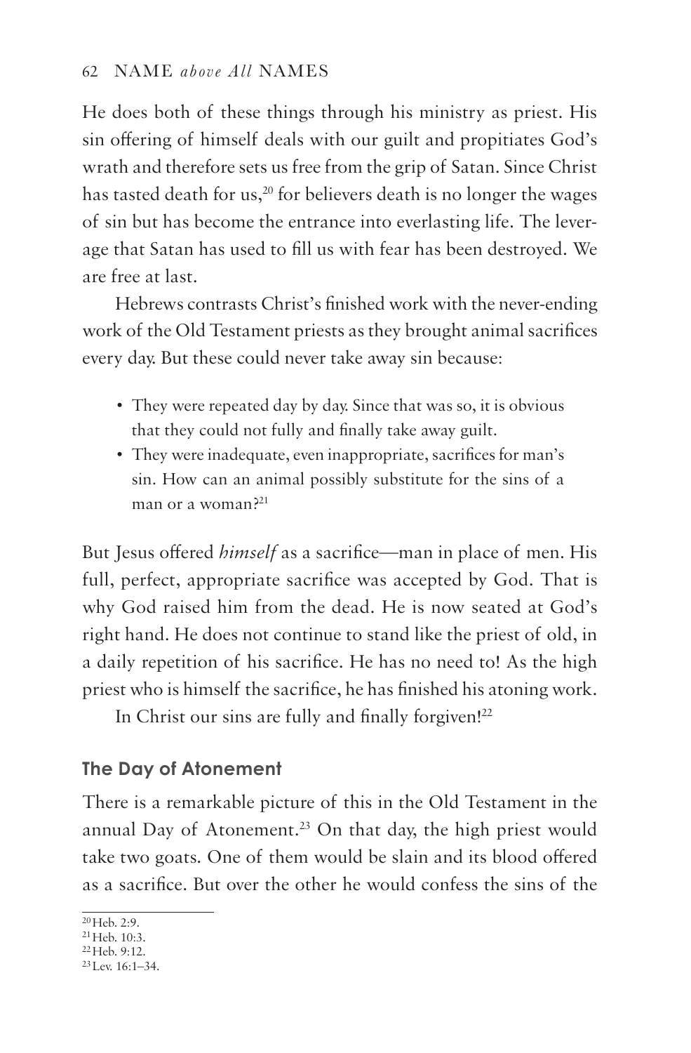He does both of these things through his ministry as priest. His sin offering of himself deals with our guilt and propitiates God's wrath and therefore sets us free from the grip of Satan. Since Christ has tasted death for us,[20] for believers death is no longer the wages of sin but has become the entrance into everlasting life. The leverage that Satan has used to fill us with fear has been destroyed. We are free at last.

Hebrews contrasts Christ's finished work with the never-ending work of the Old Testament priests as they brought animal sacrifices every day. But these could never take away sin because:

- They were repeated day by day. Since that was so, it is obvious that they could not fully and finally take away guilt.
- They were inadequate, even inappropriate, sacrifices for man's sin. How can an animal possibly substitute for the sins of a man or a woman?[21]

But Jesus offered *himself* as a sacrifice—man in place of men. His full, perfect, appropriate sacrifice was accepted by God. That is why God raised him from the dead. He is now seated at God's right hand. He does not continue to stand like the priest of old, in a daily repetition of his sacrifice. He has no need to! As the high priest who is himself the sacrifice, he has finished his atoning work.

In Christ our sins are fully and finally forgiven![22]

## The Day of Atonement

There is a remarkable picture of this in the Old Testament in the annual Day of Atonement.[23] On that day, the high priest would take two goats. One of them would be slain and its blood offered as a sacrifice. But over the other he would confess the sins of the

---

[20] Heb. 2:9.
[21] Heb. 10:3.
[22] Heb. 9:12.
[23] Lev. 16:1–34.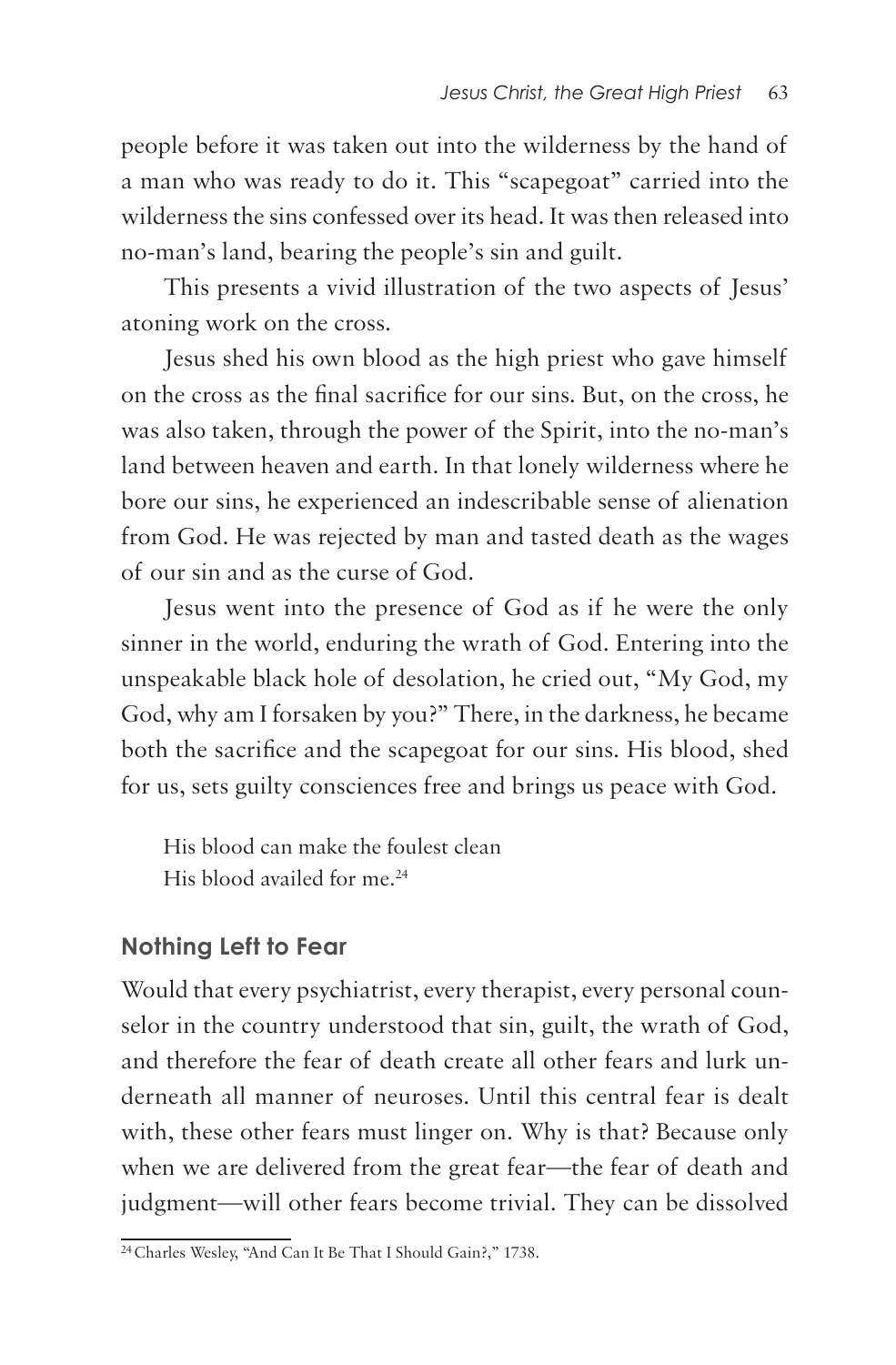people before it was taken out into the wilderness by the hand of a man who was ready to do it. This "scapegoat" carried into the wilderness the sins confessed over its head. It was then released into no-man's land, bearing the people's sin and guilt.

This presents a vivid illustration of the two aspects of Jesus' atoning work on the cross.

Jesus shed his own blood as the high priest who gave himself on the cross as the final sacrifice for our sins. But, on the cross, he was also taken, through the power of the Spirit, into the no-man's land between heaven and earth. In that lonely wilderness where he bore our sins, he experienced an indescribable sense of alienation from God. He was rejected by man and tasted death as the wages of our sin and as the curse of God.

Jesus went into the presence of God as if he were the only sinner in the world, enduring the wrath of God. Entering into the unspeakable black hole of desolation, he cried out, "My God, my God, why am I forsaken by you?" There, in the darkness, he became both the sacrifice and the scapegoat for our sins. His blood, shed for us, sets guilty consciences free and brings us peace with God.

> His blood can make the foulest clean
> His blood availed for me.[24]

### Nothing Left to Fear

Would that every psychiatrist, every therapist, every personal counselor in the country understood that sin, guilt, the wrath of God, and therefore the fear of death create all other fears and lurk underneath all manner of neuroses. Until this central fear is dealt with, these other fears must linger on. Why is that? Because only when we are delivered from the great fear—the fear of death and judgment—will other fears become trivial. They can be dissolved

[24] Charles Wesley, "And Can It Be That I Should Gain?," 1738.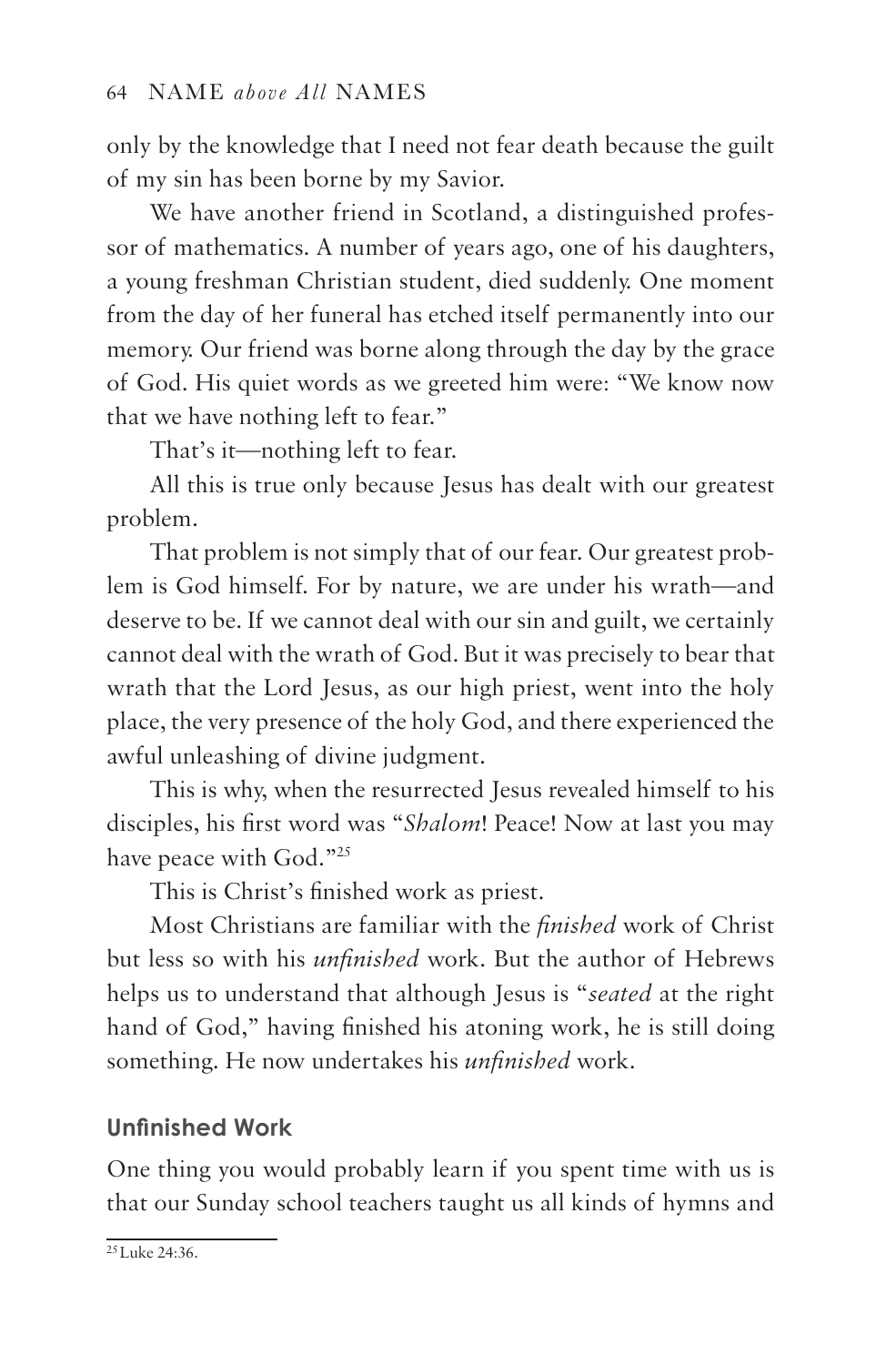only by the knowledge that I need not fear death because the guilt of my sin has been borne by my Savior.

We have another friend in Scotland, a distinguished professor of mathematics. A number of years ago, one of his daughters, a young freshman Christian student, died suddenly. One moment from the day of her funeral has etched itself permanently into our memory. Our friend was borne along through the day by the grace of God. His quiet words as we greeted him were: "We know now that we have nothing left to fear."

That's it—nothing left to fear.

All this is true only because Jesus has dealt with our greatest problem.

That problem is not simply that of our fear. Our greatest problem is God himself. For by nature, we are under his wrath—and deserve to be. If we cannot deal with our sin and guilt, we certainly cannot deal with the wrath of God. But it was precisely to bear that wrath that the Lord Jesus, as our high priest, went into the holy place, the very presence of the holy God, and there experienced the awful unleashing of divine judgment.

This is why, when the resurrected Jesus revealed himself to his disciples, his first word was "*Shalom*! Peace! Now at last you may have peace with God."[25]

This is Christ's finished work as priest.

Most Christians are familiar with the *finished* work of Christ but less so with his *unfinished* work. But the author of Hebrews helps us to understand that although Jesus is "*seated* at the right hand of God," having finished his atoning work, he is still doing something. He now undertakes his *unfinished* work.

### Unfinished Work

One thing you would probably learn if you spent time with us is that our Sunday school teachers taught us all kinds of hymns and

---

[25] Luke 24:36.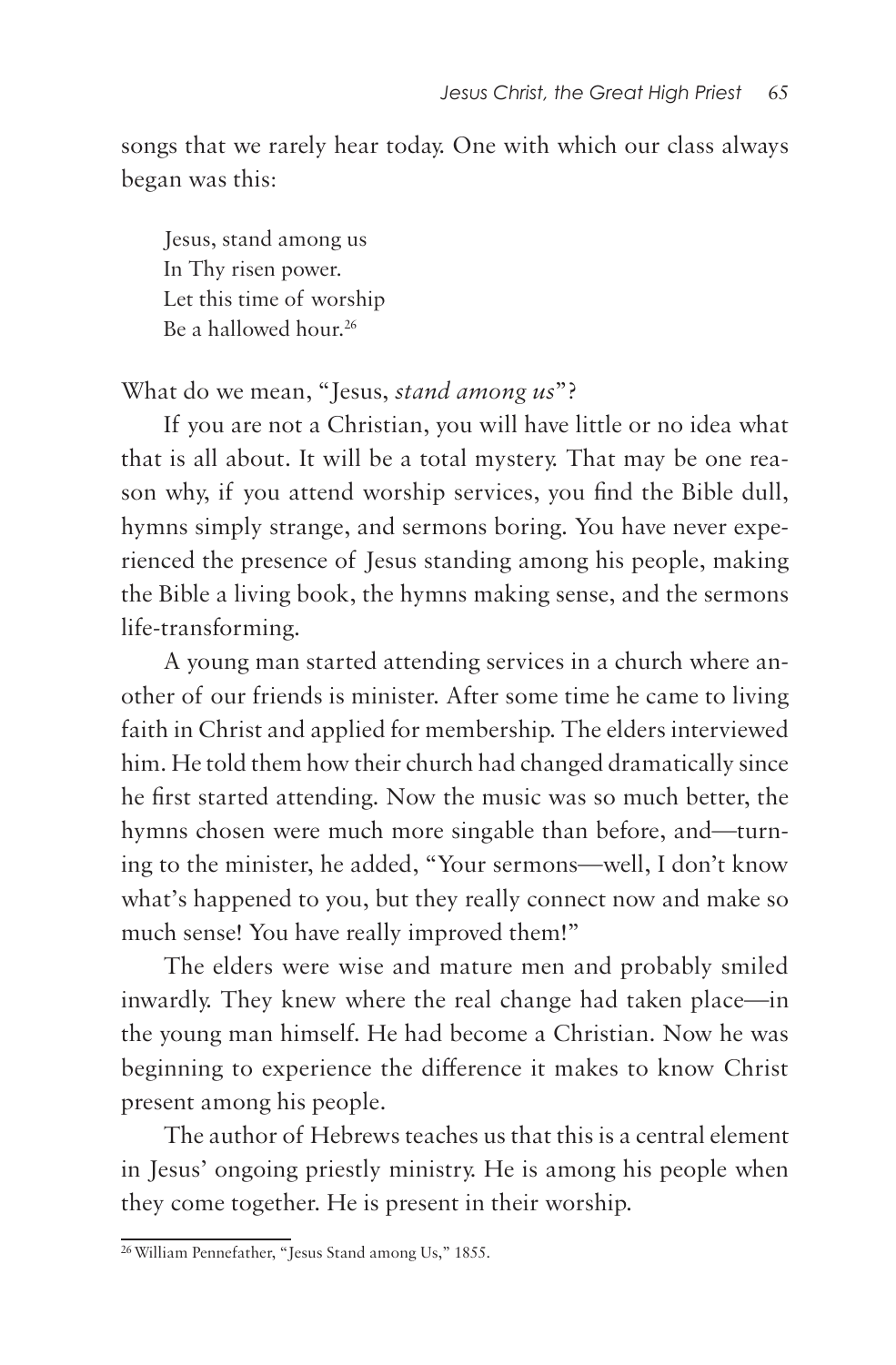songs that we rarely hear today. One with which our class always began was this:

> Jesus, stand among us
> In Thy risen power.
> Let this time of worship
> Be a hallowed hour.[26]

What do we mean, "Jesus, *stand among us*"?

If you are not a Christian, you will have little or no idea what that is all about. It will be a total mystery. That may be one reason why, if you attend worship services, you find the Bible dull, hymns simply strange, and sermons boring. You have never experienced the presence of Jesus standing among his people, making the Bible a living book, the hymns making sense, and the sermons life-transforming.

A young man started attending services in a church where another of our friends is minister. After some time he came to living faith in Christ and applied for membership. The elders interviewed him. He told them how their church had changed dramatically since he first started attending. Now the music was so much better, the hymns chosen were much more singable than before, and—turning to the minister, he added, "Your sermons—well, I don't know what's happened to you, but they really connect now and make so much sense! You have really improved them!"

The elders were wise and mature men and probably smiled inwardly. They knew where the real change had taken place—in the young man himself. He had become a Christian. Now he was beginning to experience the difference it makes to know Christ present among his people.

The author of Hebrews teaches us that this is a central element in Jesus' ongoing priestly ministry. He is among his people when they come together. He is present in their worship.

---

[26] William Pennefather, "Jesus Stand among Us," 1855.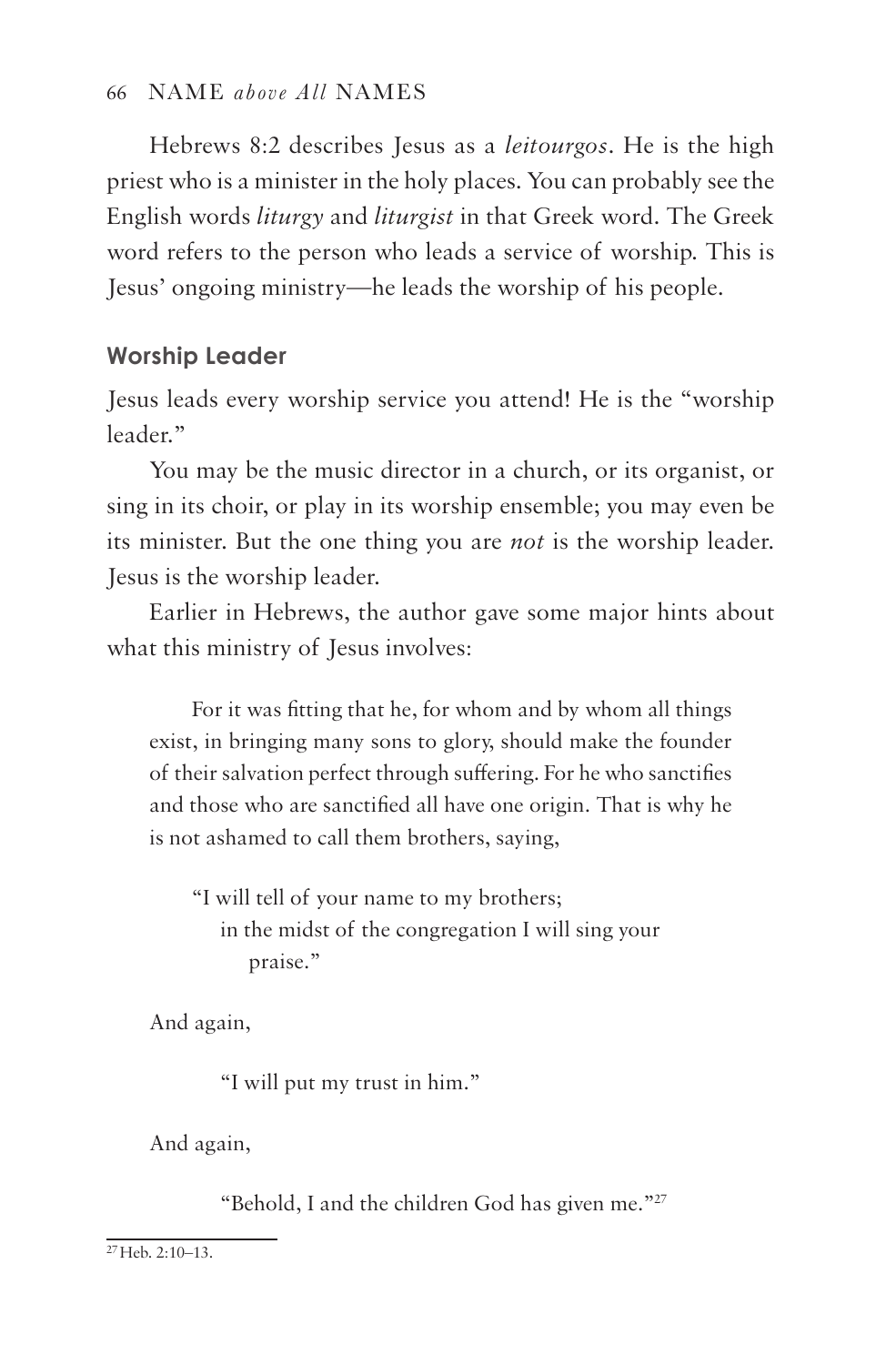Hebrews 8:2 describes Jesus as a *leitourgos*. He is the high priest who is a minister in the holy places. You can probably see the English words *liturgy* and *liturgist* in that Greek word. The Greek word refers to the person who leads a service of worship. This is Jesus' ongoing ministry—he leads the worship of his people.

### Worship Leader

Jesus leads every worship service you attend! He is the "worship leader."

You may be the music director in a church, or its organist, or sing in its choir, or play in its worship ensemble; you may even be its minister. But the one thing you are *not* is the worship leader. Jesus is the worship leader.

Earlier in Hebrews, the author gave some major hints about what this ministry of Jesus involves:

> For it was fitting that he, for whom and by whom all things exist, in bringing many sons to glory, should make the founder of their salvation perfect through suffering. For he who sanctifies and those who are sanctified all have one origin. That is why he is not ashamed to call them brothers, saying,
>
> "I will tell of your name to my brothers;
> in the midst of the congregation I will sing your praise."
>
> And again,
>
> "I will put my trust in him."
>
> And again,
>
> "Behold, I and the children God has given me."[27]

[27] Heb. 2:10–13.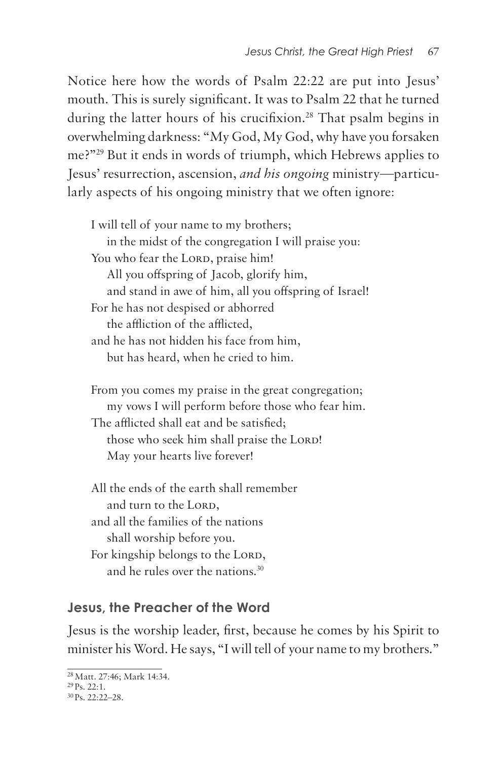Notice here how the words of Psalm 22:22 are put into Jesus' mouth. This is surely significant. It was to Psalm 22 that he turned during the latter hours of his crucifixion.[28] That psalm begins in overwhelming darkness: "My God, My God, why have you forsaken me?"[29] But it ends in words of triumph, which Hebrews applies to Jesus' resurrection, ascension, *and his ongoing* ministry—particularly aspects of his ongoing ministry that we often ignore:

> I will tell of your name to my brothers;
> &nbsp;&nbsp;&nbsp;&nbsp;in the midst of the congregation I will praise you:
> You who fear the LORD, praise him!
> &nbsp;&nbsp;&nbsp;&nbsp;All you offspring of Jacob, glorify him,
> &nbsp;&nbsp;&nbsp;&nbsp;and stand in awe of him, all you offspring of Israel!
> For he has not despised or abhorred
> &nbsp;&nbsp;&nbsp;&nbsp;the affliction of the afflicted,
> and he has not hidden his face from him,
> &nbsp;&nbsp;&nbsp;&nbsp;but has heard, when he cried to him.
>
> From you comes my praise in the great congregation;
> &nbsp;&nbsp;&nbsp;&nbsp;my vows I will perform before those who fear him.
> The afflicted shall eat and be satisfied;
> &nbsp;&nbsp;&nbsp;&nbsp;those who seek him shall praise the LORD!
> &nbsp;&nbsp;&nbsp;&nbsp;May your hearts live forever!
>
> All the ends of the earth shall remember
> &nbsp;&nbsp;&nbsp;&nbsp;and turn to the LORD,
> and all the families of the nations
> &nbsp;&nbsp;&nbsp;&nbsp;shall worship before you.
> For kingship belongs to the LORD,
> &nbsp;&nbsp;&nbsp;&nbsp;and he rules over the nations.[30]

### Jesus, the Preacher of the Word

Jesus is the worship leader, first, because he comes by his Spirit to minister his Word. He says, "I will tell of your name to my brothers."

---

[28] Matt. 27:46; Mark 14:34.
[29] Ps. 22:1.
[30] Ps. 22:22–28.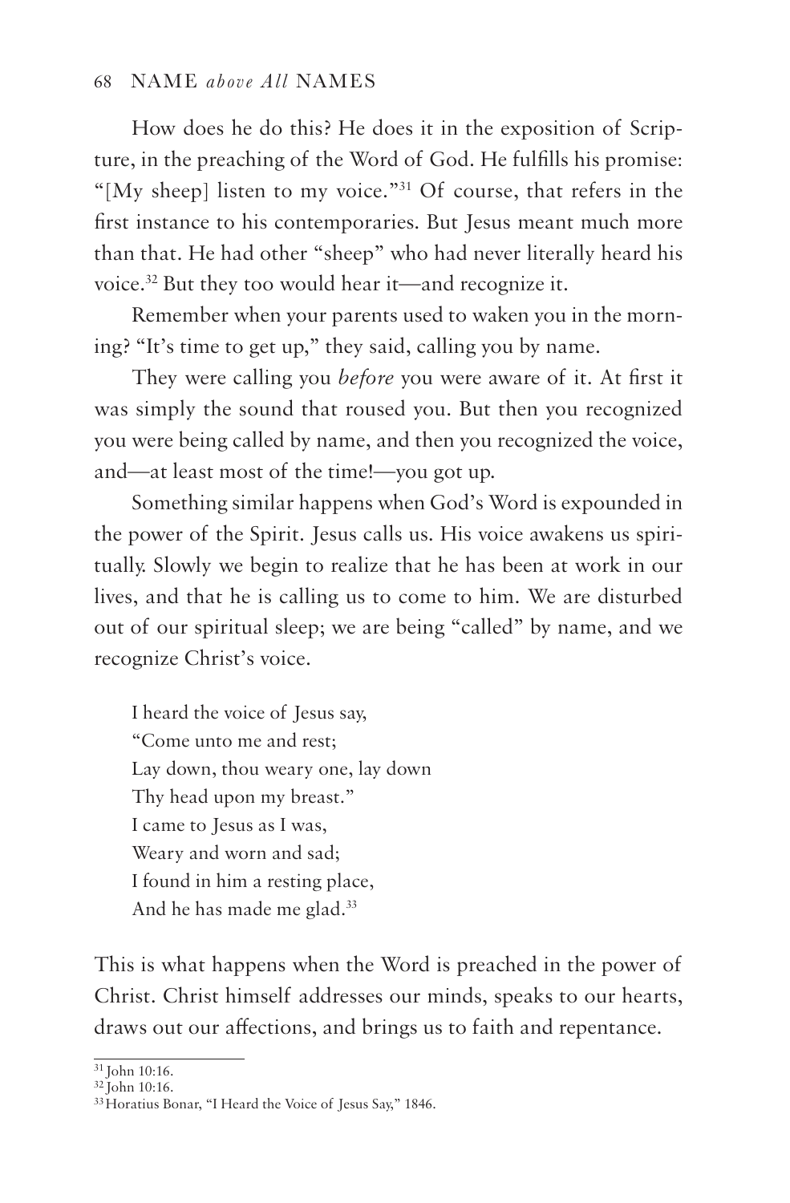How does he do this? He does it in the exposition of Scripture, in the preaching of the Word of God. He fulfills his promise: "[My sheep] listen to my voice."[31] Of course, that refers in the first instance to his contemporaries. But Jesus meant much more than that. He had other "sheep" who had never literally heard his voice.[32] But they too would hear it—and recognize it.

Remember when your parents used to waken you in the morning? "It's time to get up," they said, calling you by name.

They were calling you *before* you were aware of it. At first it was simply the sound that roused you. But then you recognized you were being called by name, and then you recognized the voice, and—at least most of the time!—you got up.

Something similar happens when God's Word is expounded in the power of the Spirit. Jesus calls us. His voice awakens us spiritually. Slowly we begin to realize that he has been at work in our lives, and that he is calling us to come to him. We are disturbed out of our spiritual sleep; we are being "called" by name, and we recognize Christ's voice.

> I heard the voice of Jesus say,
> "Come unto me and rest;
> Lay down, thou weary one, lay down
> Thy head upon my breast."
> I came to Jesus as I was,
> Weary and worn and sad;
> I found in him a resting place,
> And he has made me glad.[33]

This is what happens when the Word is preached in the power of Christ. Christ himself addresses our minds, speaks to our hearts, draws out our affections, and brings us to faith and repentance.

---

[31] John 10:16.
[32] John 10:16.
[33] Horatius Bonar, "I Heard the Voice of Jesus Say," 1846.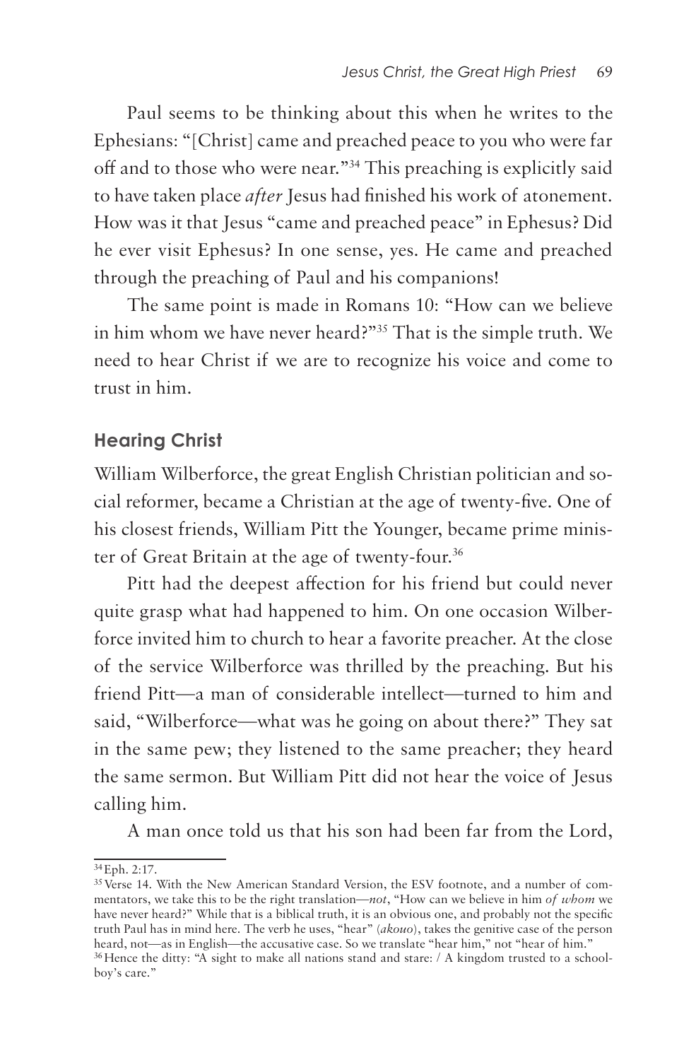Paul seems to be thinking about this when he writes to the Ephesians: "[Christ] came and preached peace to you who were far off and to those who were near."[34] This preaching is explicitly said to have taken place *after* Jesus had finished his work of atonement. How was it that Jesus "came and preached peace" in Ephesus? Did he ever visit Ephesus? In one sense, yes. He came and preached through the preaching of Paul and his companions!

The same point is made in Romans 10: "How can we believe in him whom we have never heard?"[35] That is the simple truth. We need to hear Christ if we are to recognize his voice and come to trust in him.

## Hearing Christ

William Wilberforce, the great English Christian politician and social reformer, became a Christian at the age of twenty-five. One of his closest friends, William Pitt the Younger, became prime minister of Great Britain at the age of twenty-four.[36]

Pitt had the deepest affection for his friend but could never quite grasp what had happened to him. On one occasion Wilberforce invited him to church to hear a favorite preacher. At the close of the service Wilberforce was thrilled by the preaching. But his friend Pitt—a man of considerable intellect—turned to him and said, "Wilberforce—what was he going on about there?" They sat in the same pew; they listened to the same preacher; they heard the same sermon. But William Pitt did not hear the voice of Jesus calling him.

A man once told us that his son had been far from the Lord,

---

[34] Eph. 2:17.

[35] Verse 14. With the New American Standard Version, the ESV footnote, and a number of commentators, we take this to be the right translation—*not*, "How can we believe in him *of whom* we have never heard?" While that is a biblical truth, it is an obvious one, and probably not the specific truth Paul has in mind here. The verb he uses, "hear" (*akouo*), takes the genitive case of the person heard, not—as in English—the accusative case. So we translate "hear him," not "hear of him."

[36] Hence the ditty: "A sight to make all nations stand and stare: / A kingdom trusted to a schoolboy's care."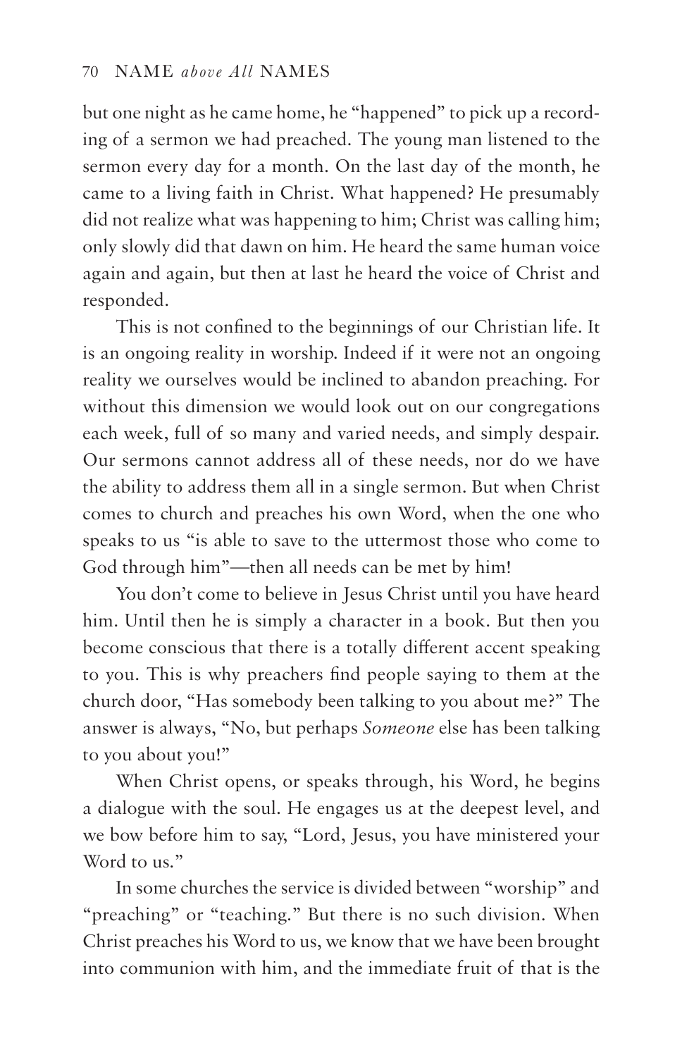but one night as he came home, he "happened" to pick up a recording of a sermon we had preached. The young man listened to the sermon every day for a month. On the last day of the month, he came to a living faith in Christ. What happened? He presumably did not realize what was happening to him; Christ was calling him; only slowly did that dawn on him. He heard the same human voice again and again, but then at last he heard the voice of Christ and responded.

This is not confined to the beginnings of our Christian life. It is an ongoing reality in worship. Indeed if it were not an ongoing reality we ourselves would be inclined to abandon preaching. For without this dimension we would look out on our congregations each week, full of so many and varied needs, and simply despair. Our sermons cannot address all of these needs, nor do we have the ability to address them all in a single sermon. But when Christ comes to church and preaches his own Word, when the one who speaks to us "is able to save to the uttermost those who come to God through him"—then all needs can be met by him!

You don't come to believe in Jesus Christ until you have heard him. Until then he is simply a character in a book. But then you become conscious that there is a totally different accent speaking to you. This is why preachers find people saying to them at the church door, "Has somebody been talking to you about me?" The answer is always, "No, but perhaps *Someone* else has been talking to you about you!"

When Christ opens, or speaks through, his Word, he begins a dialogue with the soul. He engages us at the deepest level, and we bow before him to say, "Lord, Jesus, you have ministered your Word to us."

In some churches the service is divided between "worship" and "preaching" or "teaching." But there is no such division. When Christ preaches his Word to us, we know that we have been brought into communion with him, and the immediate fruit of that is the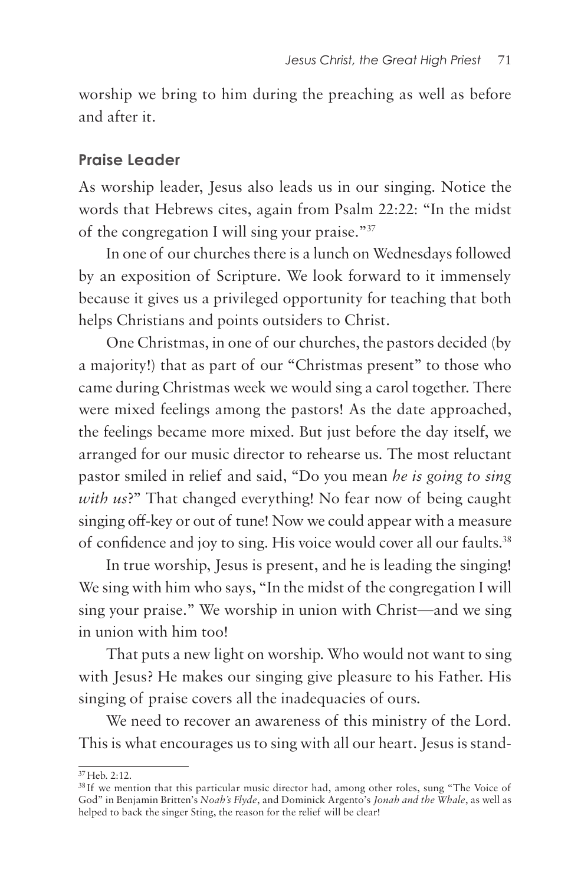worship we bring to him during the preaching as well as before and after it.

### Praise Leader

As worship leader, Jesus also leads us in our singing. Notice the words that Hebrews cites, again from Psalm 22:22: "In the midst of the congregation I will sing your praise."[37]

In one of our churches there is a lunch on Wednesdays followed by an exposition of Scripture. We look forward to it immensely because it gives us a privileged opportunity for teaching that both helps Christians and points outsiders to Christ.

One Christmas, in one of our churches, the pastors decided (by a majority!) that as part of our "Christmas present" to those who came during Christmas week we would sing a carol together. There were mixed feelings among the pastors! As the date approached, the feelings became more mixed. But just before the day itself, we arranged for our music director to rehearse us. The most reluctant pastor smiled in relief and said, "Do you mean *he is going to sing with us*?" That changed everything! No fear now of being caught singing off-key or out of tune! Now we could appear with a measure of confidence and joy to sing. His voice would cover all our faults.[38]

In true worship, Jesus is present, and he is leading the singing! We sing with him who says, "In the midst of the congregation I will sing your praise." We worship in union with Christ—and we sing in union with him too!

That puts a new light on worship. Who would not want to sing with Jesus? He makes our singing give pleasure to his Father. His singing of praise covers all the inadequacies of ours.

We need to recover an awareness of this ministry of the Lord. This is what encourages us to sing with all our heart. Jesus is stand-

---

[37] Heb. 2:12.

[38] If we mention that this particular music director had, among other roles, sung "The Voice of God" in Benjamin Britten's *Noah's Flyde*, and Dominick Argento's *Jonah and the Whale*, as well as helped to back the singer Sting, the reason for the relief will be clear!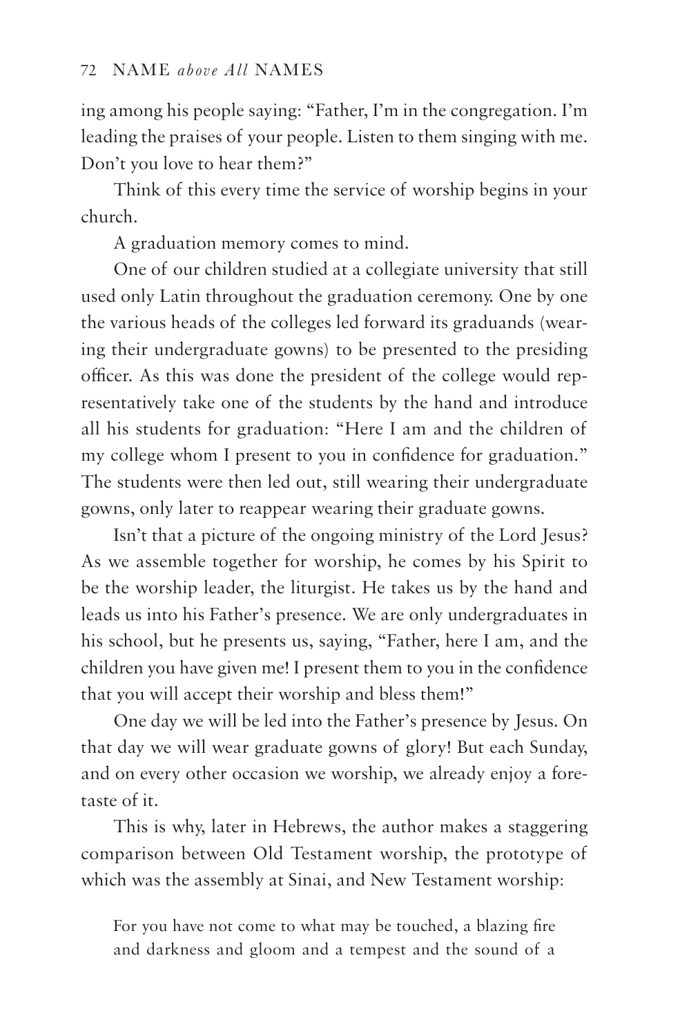ing among his people saying: "Father, I'm in the congregation. I'm leading the praises of your people. Listen to them singing with me. Don't you love to hear them?"

Think of this every time the service of worship begins in your church.

A graduation memory comes to mind.

One of our children studied at a collegiate university that still used only Latin throughout the graduation ceremony. One by one the various heads of the colleges led forward its graduands (wearing their undergraduate gowns) to be presented to the presiding officer. As this was done the president of the college would representatively take one of the students by the hand and introduce all his students for graduation: "Here I am and the children of my college whom I present to you in confidence for graduation." The students were then led out, still wearing their undergraduate gowns, only later to reappear wearing their graduate gowns.

Isn't that a picture of the ongoing ministry of the Lord Jesus? As we assemble together for worship, he comes by his Spirit to be the worship leader, the liturgist. He takes us by the hand and leads us into his Father's presence. We are only undergraduates in his school, but he presents us, saying, "Father, here I am, and the children you have given me! I present them to you in the confidence that you will accept their worship and bless them!"

One day we will be led into the Father's presence by Jesus. On that day we will wear graduate gowns of glory! But each Sunday, and on every other occasion we worship, we already enjoy a foretaste of it.

This is why, later in Hebrews, the author makes a staggering comparison between Old Testament worship, the prototype of which was the assembly at Sinai, and New Testament worship:

> For you have not come to what may be touched, a blazing fire and darkness and gloom and a tempest and the sound of a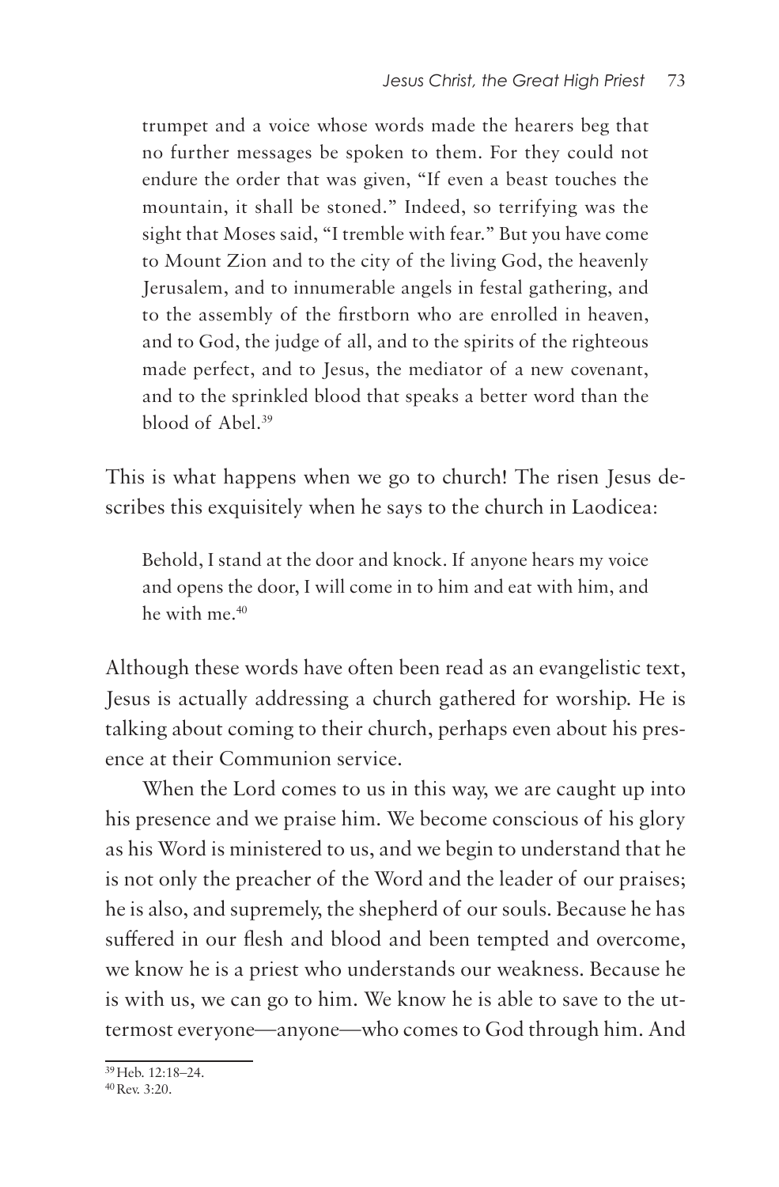> trumpet and a voice whose words made the hearers beg that no further messages be spoken to them. For they could not endure the order that was given, "If even a beast touches the mountain, it shall be stoned." Indeed, so terrifying was the sight that Moses said, "I tremble with fear." But you have come to Mount Zion and to the city of the living God, the heavenly Jerusalem, and to innumerable angels in festal gathering, and to the assembly of the firstborn who are enrolled in heaven, and to God, the judge of all, and to the spirits of the righteous made perfect, and to Jesus, the mediator of a new covenant, and to the sprinkled blood that speaks a better word than the blood of Abel.[39]

This is what happens when we go to church! The risen Jesus describes this exquisitely when he says to the church in Laodicea:

> Behold, I stand at the door and knock. If anyone hears my voice and opens the door, I will come in to him and eat with him, and he with me.[40]

Although these words have often been read as an evangelistic text, Jesus is actually addressing a church gathered for worship. He is talking about coming to their church, perhaps even about his presence at their Communion service.

When the Lord comes to us in this way, we are caught up into his presence and we praise him. We become conscious of his glory as his Word is ministered to us, and we begin to understand that he is not only the preacher of the Word and the leader of our praises; he is also, and supremely, the shepherd of our souls. Because he has suffered in our flesh and blood and been tempted and overcome, we know he is a priest who understands our weakness. Because he is with us, we can go to him. We know he is able to save to the uttermost everyone—anyone—who comes to God through him. And

---

[39] Heb. 12:18–24.

[40] Rev. 3:20.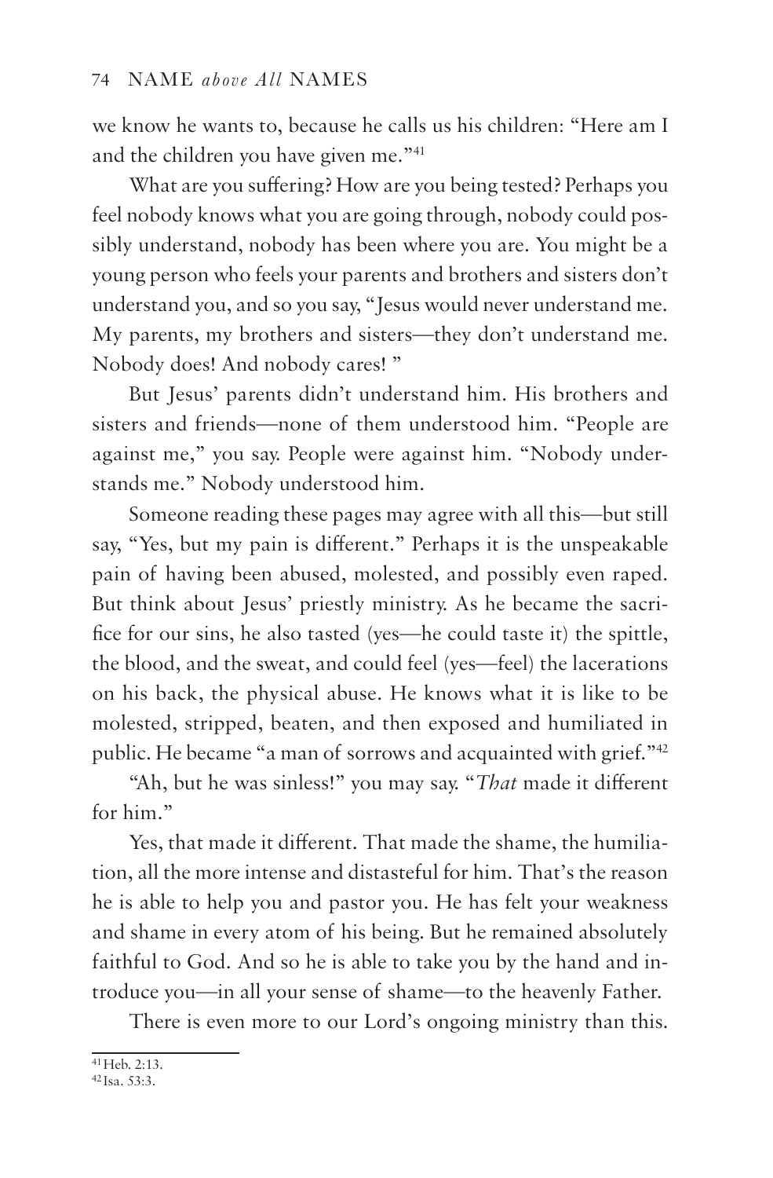we know he wants to, because he calls us his children: "Here am I and the children you have given me."[41]

What are you suffering? How are you being tested? Perhaps you feel nobody knows what you are going through, nobody could possibly understand, nobody has been where you are. You might be a young person who feels your parents and brothers and sisters don't understand you, and so you say, "Jesus would never understand me. My parents, my brothers and sisters—they don't understand me. Nobody does! And nobody cares! "

But Jesus' parents didn't understand him. His brothers and sisters and friends—none of them understood him. "People are against me," you say. People were against him. "Nobody understands me." Nobody understood him.

Someone reading these pages may agree with all this—but still say, "Yes, but my pain is different." Perhaps it is the unspeakable pain of having been abused, molested, and possibly even raped. But think about Jesus' priestly ministry. As he became the sacrifice for our sins, he also tasted (yes—he could taste it) the spittle, the blood, and the sweat, and could feel (yes—feel) the lacerations on his back, the physical abuse. He knows what it is like to be molested, stripped, beaten, and then exposed and humiliated in public. He became "a man of sorrows and acquainted with grief."[42]

"Ah, but he was sinless!" you may say. "*That* made it different for him."

Yes, that made it different. That made the shame, the humiliation, all the more intense and distasteful for him. That's the reason he is able to help you and pastor you. He has felt your weakness and shame in every atom of his being. But he remained absolutely faithful to God. And so he is able to take you by the hand and introduce you—in all your sense of shame—to the heavenly Father.

There is even more to our Lord's ongoing ministry than this.

---

[41] Heb. 2:13.

[42] Isa. 53:3.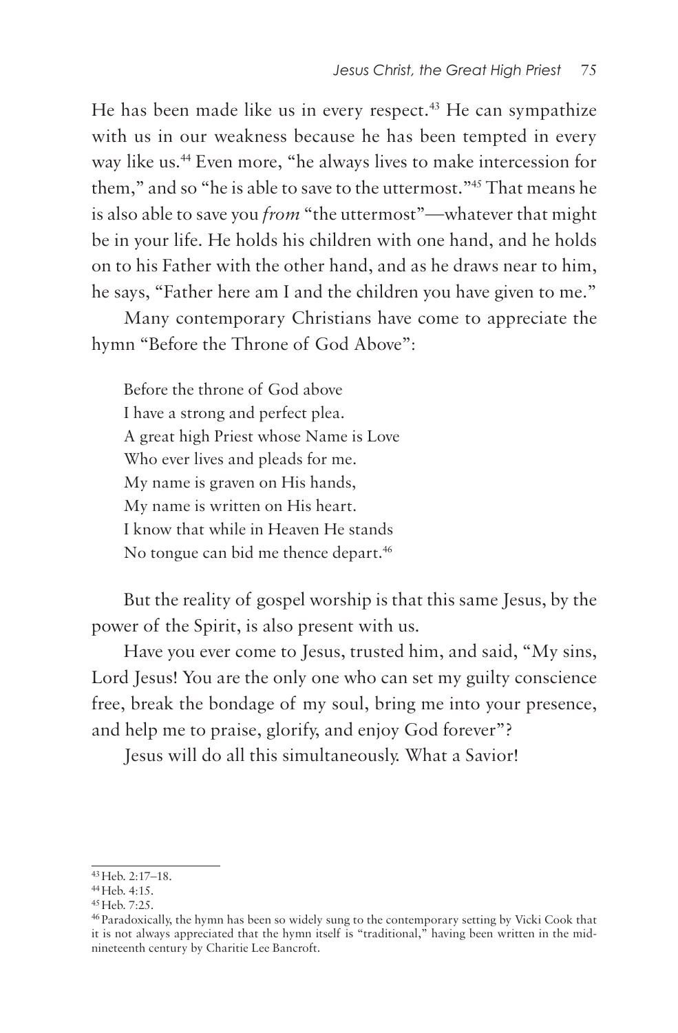He has been made like us in every respect.[43] He can sympathize with us in our weakness because he has been tempted in every way like us.[44] Even more, "he always lives to make intercession for them," and so "he is able to save to the uttermost."[45] That means he is also able to save you *from* "the uttermost"—whatever that might be in your life. He holds his children with one hand, and he holds on to his Father with the other hand, and as he draws near to him, he says, "Father here am I and the children you have given to me."

Many contemporary Christians have come to appreciate the hymn "Before the Throne of God Above":

> Before the throne of God above
> I have a strong and perfect plea.
> A great high Priest whose Name is Love
> Who ever lives and pleads for me.
> My name is graven on His hands,
> My name is written on His heart.
> I know that while in Heaven He stands
> No tongue can bid me thence depart.[46]

But the reality of gospel worship is that this same Jesus, by the power of the Spirit, is also present with us.

Have you ever come to Jesus, trusted him, and said, "My sins, Lord Jesus! You are the only one who can set my guilty conscience free, break the bondage of my soul, bring me into your presence, and help me to praise, glorify, and enjoy God forever"?

Jesus will do all this simultaneously. What a Savior!

---

[43] Heb. 2:17–18.

[44] Heb. 4:15.

[45] Heb. 7:25.

[46] Paradoxically, the hymn has been so widely sung to the contemporary setting by Vicki Cook that it is not always appreciated that the hymn itself is "traditional," having been written in the mid-nineteenth century by Charitie Lee Bancroft.